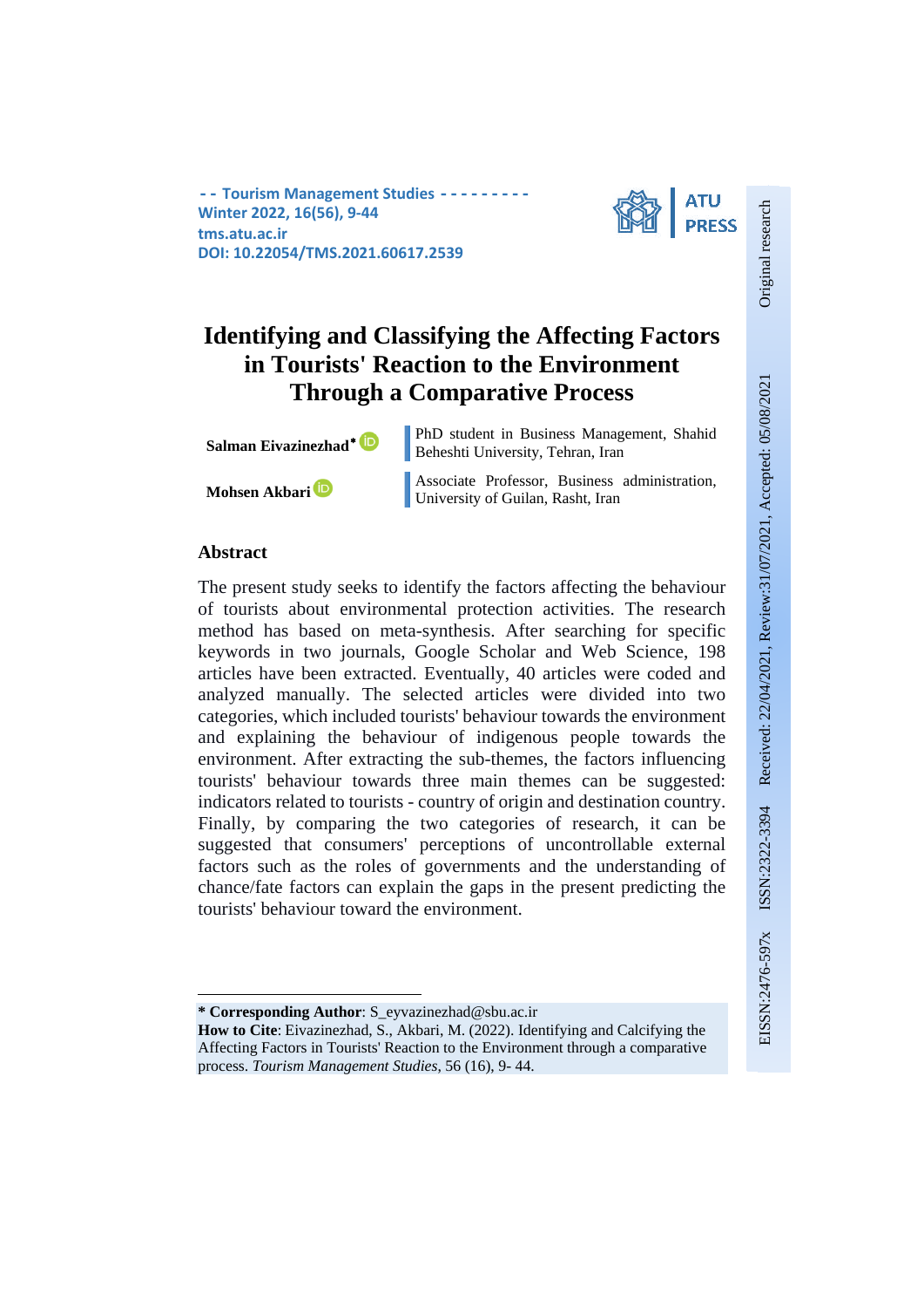Tourism Management Studies
Winter 2022, 16(56), 9-44
tms.atu.ac.ir
DOI: 10.22054/TMS.2021.60617.2539

ATU PRESS

Original research

Received: 22/04/2021, Review:31/07/2021, Accepted: 05/08/2021

ISSN:2322-3394 EISSN:2476-597x

# Identifying and Classifying the Affecting Factors in Tourists' Reaction to the Environment Through a Comparative Process

**Salman Eivazinezhad***  
PhD student in Business Management, Shahid Beheshti University, Tehran, Iran

**Mohsen Akbari**  
Associate Professor, Business administration, University of Guilan, Rasht, Iran

## Abstract

The present study seeks to identify the factors affecting the behaviour of tourists about environmental protection activities. The research method has based on meta-synthesis. After searching for specific keywords in two journals, Google Scholar and Web Science, 198 articles have been extracted. Eventually, 40 articles were coded and analyzed manually. The selected articles were divided into two categories, which included tourists' behaviour towards the environment and explaining the behaviour of indigenous people towards the environment. After extracting the sub-themes, the factors influencing tourists' behaviour towards three main themes can be suggested: indicators related to tourists - country of origin and destination country. Finally, by comparing the two categories of research, it can be suggested that consumers' perceptions of uncontrollable external factors such as the roles of governments and the understanding of chance/fate factors can explain the gaps in the present predicting the tourists' behaviour toward the environment.

---

**\* Corresponding Author**: S_eyvazinezhad@sbu.ac.ir  
**How to Cite**: Eivazinezhad, S., Akbari, M. (2022). Identifying and Calcifying the Affecting Factors in Tourists' Reaction to the Environment through a comparative process. *Tourism Management Studies*, 56 (16), 9- 44.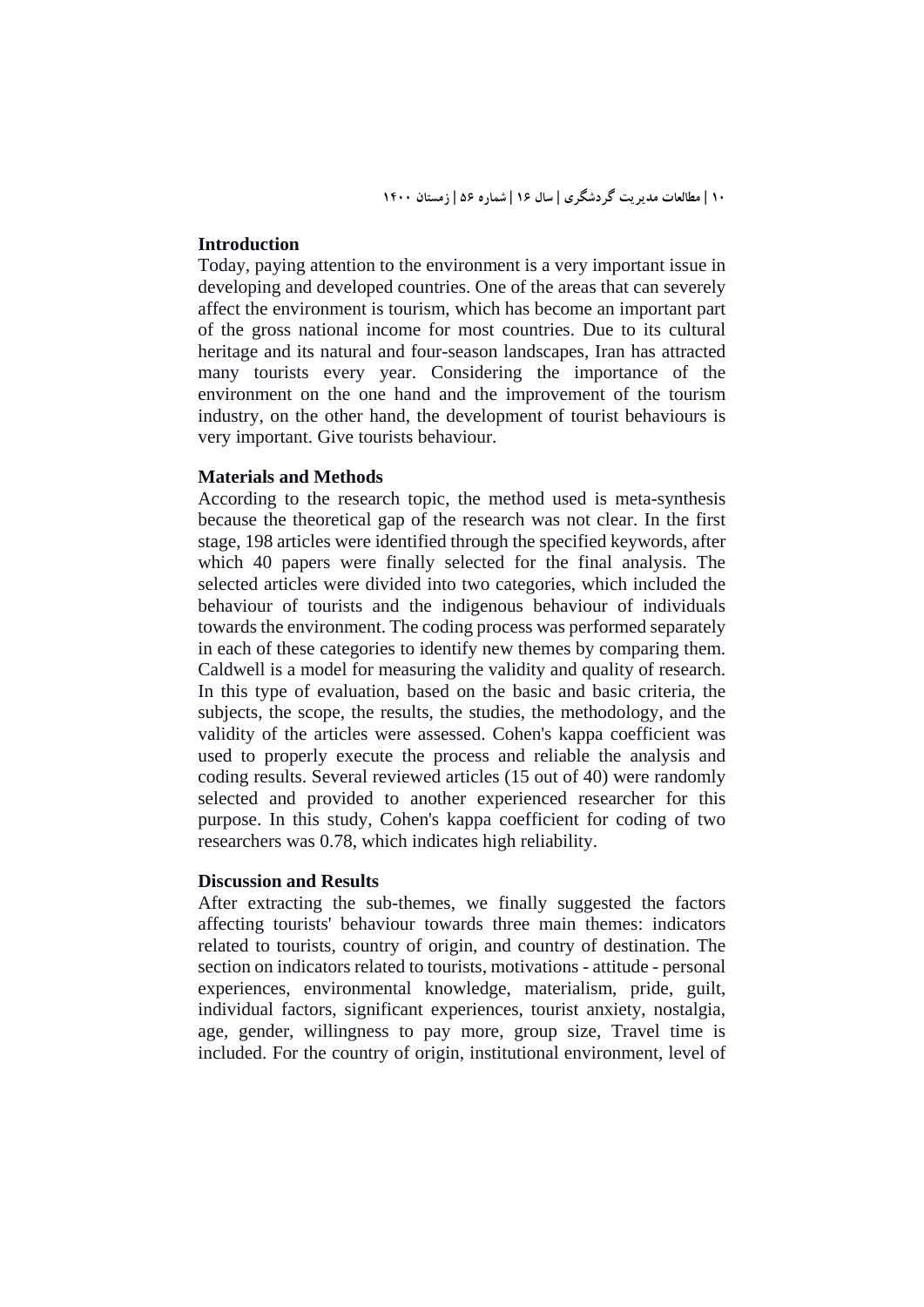## Introduction

Today, paying attention to the environment is a very important issue in developing and developed countries. One of the areas that can severely affect the environment is tourism, which has become an important part of the gross national income for most countries. Due to its cultural heritage and its natural and four-season landscapes, Iran has attracted many tourists every year. Considering the importance of the environment on the one hand and the improvement of the tourism industry, on the other hand, the development of tourist behaviours is very important. Give tourists behaviour.

## Materials and Methods

According to the research topic, the method used is meta-synthesis because the theoretical gap of the research was not clear. In the first stage, 198 articles were identified through the specified keywords, after which 40 papers were finally selected for the final analysis. The selected articles were divided into two categories, which included the behaviour of tourists and the indigenous behaviour of individuals towards the environment. The coding process was performed separately in each of these categories to identify new themes by comparing them. Caldwell is a model for measuring the validity and quality of research. In this type of evaluation, based on the basic and basic criteria, the subjects, the scope, the results, the studies, the methodology, and the validity of the articles were assessed. Cohen's kappa coefficient was used to properly execute the process and reliable the analysis and coding results. Several reviewed articles (15 out of 40) were randomly selected and provided to another experienced researcher for this purpose. In this study, Cohen's kappa coefficient for coding of two researchers was 0.78, which indicates high reliability.

## Discussion and Results

After extracting the sub-themes, we finally suggested the factors affecting tourists' behaviour towards three main themes: indicators related to tourists, country of origin, and country of destination. The section on indicators related to tourists, motivations - attitude - personal experiences, environmental knowledge, materialism, pride, guilt, individual factors, significant experiences, tourist anxiety, nostalgia, age, gender, willingness to pay more, group size, Travel time is included. For the country of origin, institutional environment, level of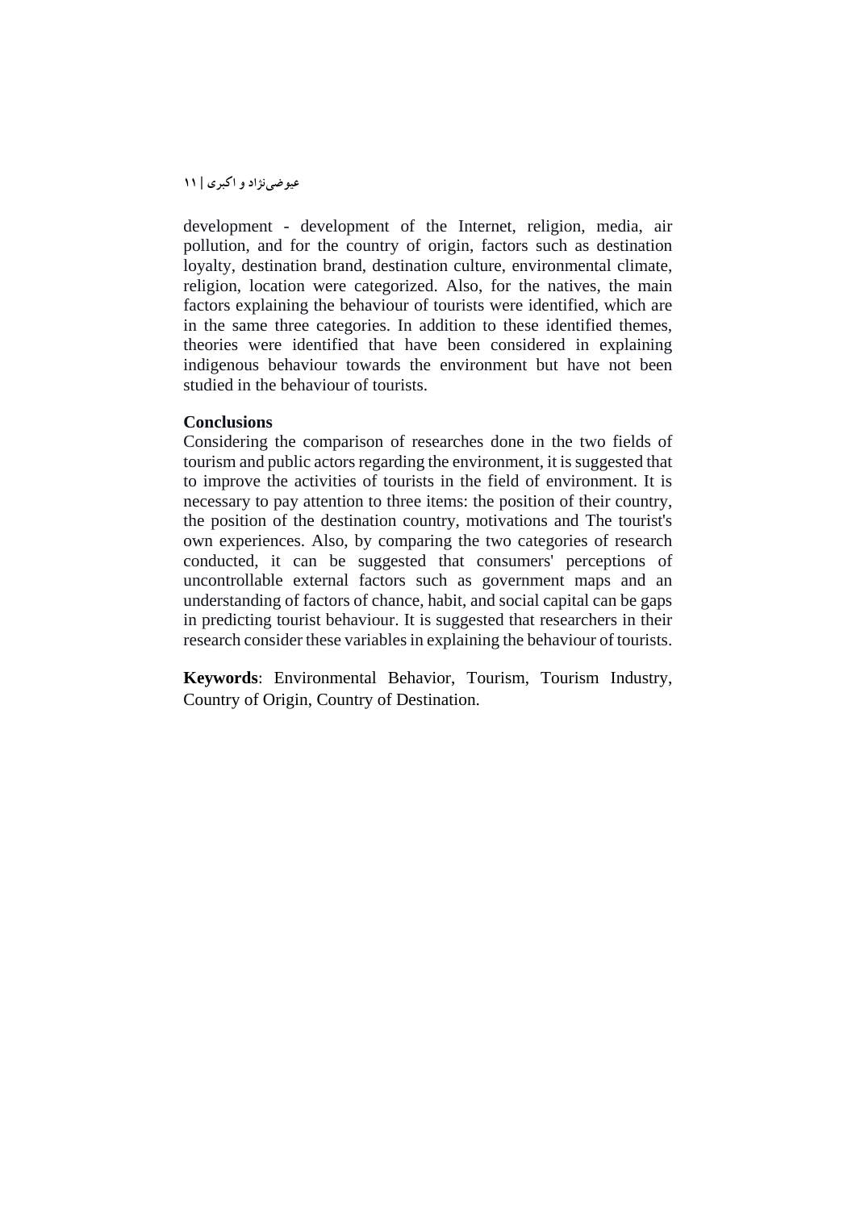development - development of the Internet, religion, media, air pollution, and for the country of origin, factors such as destination loyalty, destination brand, destination culture, environmental climate, religion, location were categorized. Also, for the natives, the main factors explaining the behaviour of tourists were identified, which are in the same three categories. In addition to these identified themes, theories were identified that have been considered in explaining indigenous behaviour towards the environment but have not been studied in the behaviour of tourists.

**Conclusions**

Considering the comparison of researches done in the two fields of tourism and public actors regarding the environment, it is suggested that to improve the activities of tourists in the field of environment. It is necessary to pay attention to three items: the position of their country, the position of the destination country, motivations and The tourist's own experiences. Also, by comparing the two categories of research conducted, it can be suggested that consumers' perceptions of uncontrollable external factors such as government maps and an understanding of factors of chance, habit, and social capital can be gaps in predicting tourist behaviour. It is suggested that researchers in their research consider these variables in explaining the behaviour of tourists.

**Keywords**: Environmental Behavior, Tourism, Tourism Industry, Country of Origin, Country of Destination.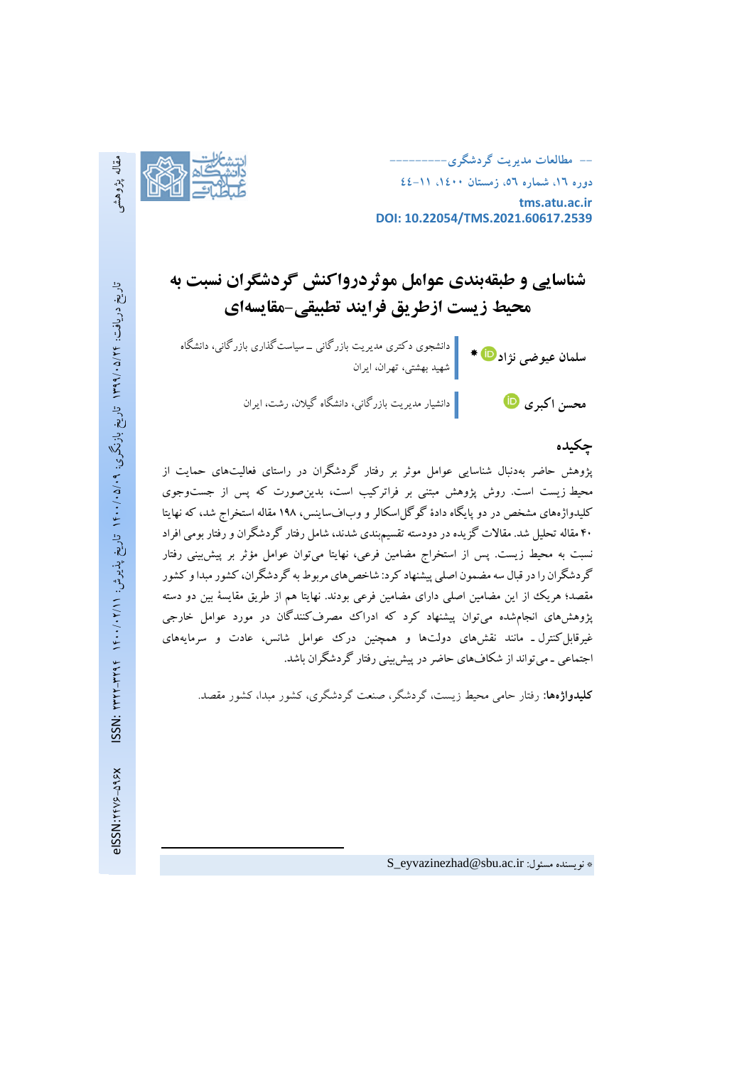# شناسایی و طبقه‌بندی عوامل موثردرواکنش گردشگران نسبت به محیط زیست ازطریق فرایند تطبیقی-مقایسه‌ای

**سلمان عیوضی نژاد** * — دانشجوی دکتری مدیریت بازرگانی ـ سیاست‌گذاری بازرگانی، دانشگاه شهید بهشتی، تهران، ایران

**محسن اکبری** — دانشیار مدیریت بازرگانی، دانشگاه گیلان، رشت، ایران

## چکیده

پژوهش حاضر به‌دنبال شناسایی عوامل موثر بر رفتار گردشگران در راستای فعالیت‌های حمایت از محیط زیست است. روش پژوهش مبتنی بر فراترکیب است، بدین‌صورت که پس از جست‌وجوی کلیدواژه‌های مشخص در دو پایگاه دادهٔ گوگل‌اسکالر و وب‌اف‌ساینس، ۱۹۸ مقاله استخراج شد، که نهایتا ۴۰ مقاله تحلیل شد. مقالات گزیده در دودسته تقسیم‌بندی شدند، شامل رفتار گردشگران و رفتار بومی افراد نسبت به محیط زیست. پس از استخراج مضامین فرعی، نهایتا می‌توان عوامل مؤثر بر پیش‌بینی رفتار گردشگران را در قبال سه مضمون اصلی پیشنهاد کرد: شاخص‌های مربوط به گردشگران، کشور مبدا و کشور مقصد؛ هریک از این مضامین اصلی دارای مضامین فرعی بودند. نهایتا هم از طریق مقایسهٔ بین دو دسته پژوهش‌های انجام‌شده می‌توان پیشنهاد کرد که ادراک مصرف‌کنندگان در مورد عوامل خارجی غیرقابل‌کنترل ـ مانند نقش‌های دولت‌ها و همچنین درک عوامل شانس، عادت و سرمایه‌های اجتماعی ـ می‌تواند از شکاف‌های حاضر در پیش‌بینی رفتار گردشگران باشد.

**کلیدواژه‌ها:** رفتار حامی محیط زیست، گردشگر، صنعت گردشگری، کشور مبدا، کشور مقصد.

* نویسنده مسئول: S_eyvazinezhad@sbu.ac.ir

مقاله پژوهشی

تاریخ دریافت: ۱۳۹۹/۰۵/۲۴ تاریخ بازنگری: ۱۴۰۰/۰۵/۰۹ تاریخ پذیرش: ۱۴۰۰/۰۲/۱۱

ISSN: ۲۳۲۲-۳۲۹۴

eISSN: ۲۴۷۶-۵۹۶X

DOI: 10.22054/TMS.2021.60617.2539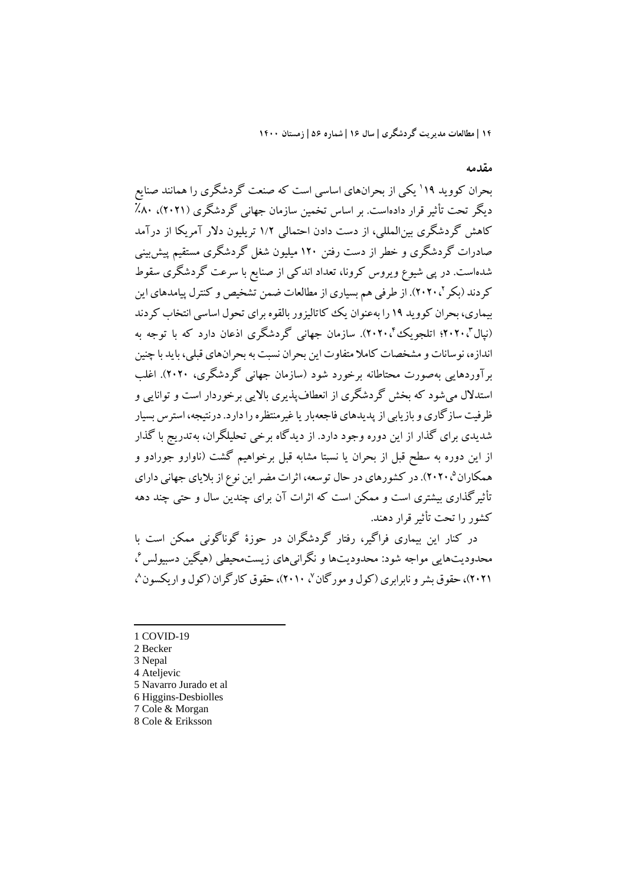## مقدمه

بحران کووید ۱۹[1] یکی از بحران‌های اساسی است که صنعت گردشگری را همانند صنایع دیگر تحت تأثیر قرار داده‌است. بر اساس تخمین سازمان جهانی گردشگری (۲۰۲۱)، ۸۰٪ کاهش گردشگری بین‌المللی، از دست دادن احتمالی ۱/۲ تریلیون دلار آمریکا از درآمد صادرات گردشگری و خطر از دست رفتن ۱۲۰ میلیون شغل گردشگری مستقیم پیش‌بینی شده‌است. در پی شیوع ویروس کرونا، تعداد اندکی از صنایع با سرعت گردشگری سقوط کردند (بکر[2]، ۲۰۲۰). از طرفی هم بسیاری از مطالعات ضمن تشخیص و کنترل پیامدهای این بیماری، بحران کووید ۱۹ را به‌عنوان یک کاتالیزور بالقوه برای تحول اساسی انتخاب کردند (نپال[3]، ۲۰۲۰؛ اتلجویک[4]، ۲۰۲۰). سازمان جهانی گردشگری اذعان دارد که با توجه به اندازه، نوسانات و مشخصات کاملا متفاوت این بحران نسبت به بحران‌های قبلی، باید با چنین برآوردهایی به‌صورت محتاطانه برخورد شود (سازمان جهانی گردشگری، ۲۰۲۰). اغلب استدلال می‌شود که بخش گردشگری از انعطاف‌پذیری بالایی برخوردار است و توانایی و ظرفیت سازگاری و بازیابی از پدیده‌های فاجعه‌بار یا غیرمنتظره را دارد. درنتیجه، استرس بسیار شدیدی برای گذار از این دوره وجود دارد. از دیدگاه برخی تحلیلگران، به‌تدریج با گذار از این دوره به سطح قبل از بحران یا نسبتا مشابه قبل برخواهیم گشت (ناوارو جورادو و همکاران[5]، ۲۰۲۰). در کشورهای در حال توسعه، اثرات مضر این نوع از بلایای جهانی دارای تأثیرگذاری بیشتری است و ممکن است که اثرات آن برای چندین سال و حتی چند دهه کشور را تحت تأثیر قرار دهند.

در کنار این بیماری فراگیر، رفتار گردشگران در حوزهٔ گوناگونی ممکن است با محدودیت‌هایی مواجه شود: محدودیت‌ها و نگرانی‌های زیست‌محیطی (هیگین دسبیولس[6]، ۲۰۲۱)، حقوق بشر و نابرابری (کول و مورگان[7]، ۲۰۱۰)، حقوق کارگران (کول و اریکسون[8]،

---

[1] COVID-19
[2] Becker
[3] Nepal
[4] Ateljevic
[5] Navarro Jurado et al
[6] Higgins-Desbiolles
[7] Cole & Morgan
[8] Cole & Eriksson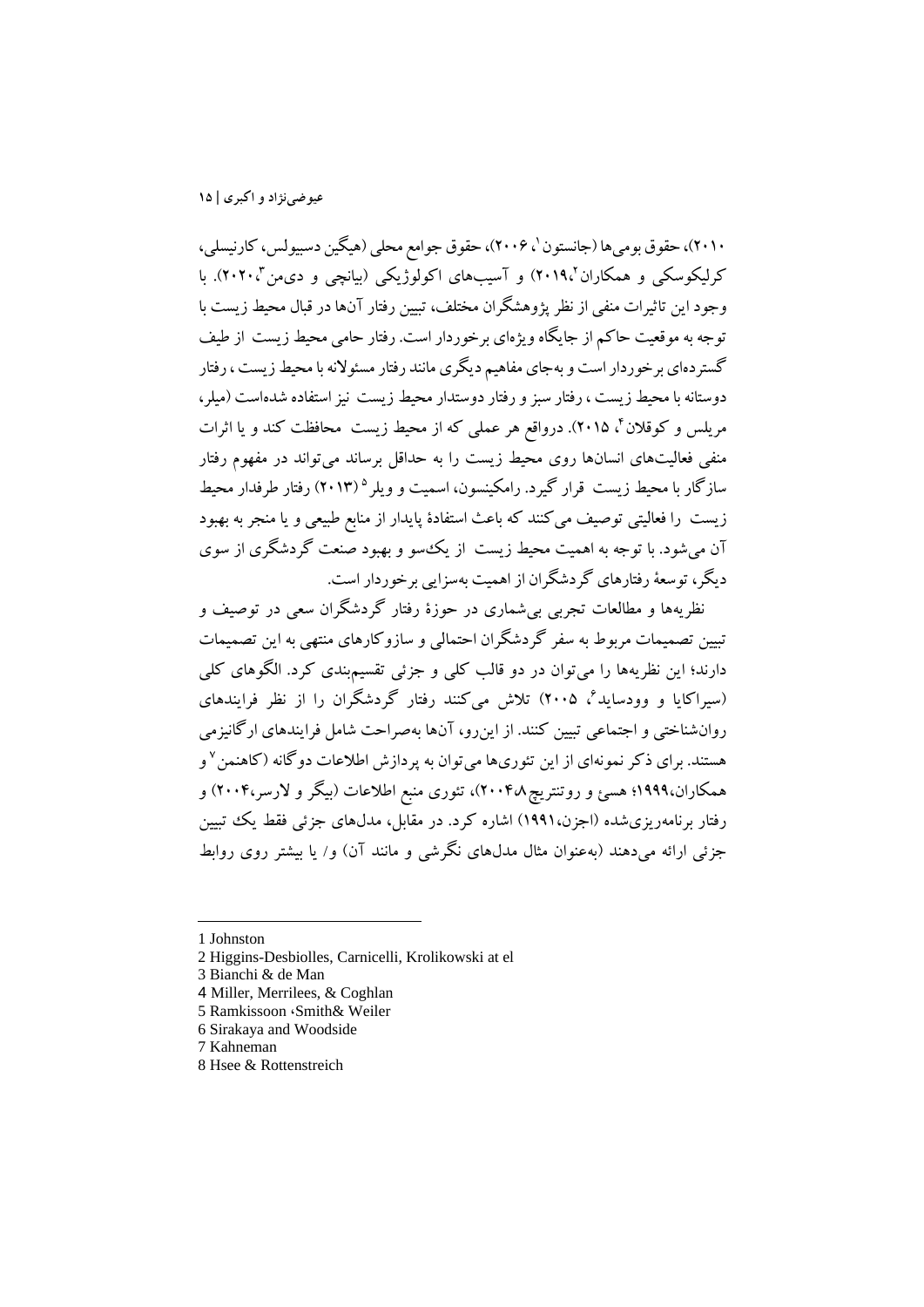۲۰۱۰)، حقوق بومی‌ها (جانستون[1]، ۲۰۰۶)، حقوق جوامع محلی (هیگین دسبیولس، کارنیسلی، کرلیکوسکی و همکاران[2]،۲۰۱۹) و آسیب‌های اکولوژیکی (بیانچی و دی‌من[3]،۲۰۲۰). با وجود این تاثیرات منفی از نظر پژوهشگران مختلف، تبیین رفتار آن‌ها در قبال محیط زیست با توجه به موقعیت حاکم از جایگاه ویژه‌ای برخوردار است. رفتار حامی محیط زیست از طیف گسترده‌ای برخوردار است و به‌جای مفاهیم دیگری مانند رفتار مسئولانه با محیط زیست، رفتار دوستانه با محیط زیست، رفتار سبز و رفتار دوستدار محیط زیست نیز استفاده شده‌است (میلر، مریلس و کوقلان[4]، ۲۰۱۵). درواقع هر عملی که از محیط زیست محافظت کند و یا اثرات منفی فعالیت‌های انسان‌ها روی محیط زیست را به حداقل برساند می‌تواند در مفهوم رفتار سازگار با محیط زیست قرار گیرد. رامکینسون، اسمیت و ویلر[5] (۲۰۱۳) رفتار طرفدار محیط زیست را فعالیتی توصیف می‌کنند که باعث استفادهٔ پایدار از منابع طبیعی و یا منجر به بهبود آن می‌شود. با توجه به اهمیت محیط زیست از یک‌سو و بهبود صنعت گردشگری از سوی دیگر، توسعهٔ رفتارهای گردشگران از اهمیت به‌سزایی برخوردار است.

نظریه‌ها و مطالعات تجربی بی‌شماری در حوزهٔ رفتار گردشگران سعی در توصیف و تبیین تصمیمات مربوط به سفر گردشگران احتمالی و سازوکارهای منتهی به این تصمیمات دارند؛ این نظریه‌ها را می‌توان در دو قالب کلی و جزئی تقسیم‌بندی کرد. الگوهای کلی (سیراکایا و وودساید[6]، ۲۰۰۵) تلاش می‌کنند رفتار گردشگران را از نظر فرایندهای روان‌شناختی و اجتماعی تبیین کنند. از این‌رو، آن‌ها به‌صراحت شامل فرایندهای ارگانیزمی هستند. برای ذکر نمونه‌ای از این تئوری‌ها می‌توان به پردازش اطلاعات دوگانه (کاهنمن[7] و همکاران،۱۹۹۹؛ هسیٔ و روتنتریچ[8]،۲۰۰۴)، تئوری منبع اطلاعات (بیگر و لارسر،۲۰۰۴) و رفتار برنامه‌ریزی‌شده (اجزن،۱۹۹۱) اشاره کرد. در مقابل، مدل‌های جزئی فقط یک تبیین جزئی ارائه می‌دهند (به‌عنوان مثال مدل‌های نگرشی و مانند آن) و/ یا بیشتر روی روابط

---

1 Johnston

2 Higgins-Desbiolles, Carnicelli, Krolikowski at el

3 Bianchi & de Man

4 Miller, Merrilees, & Coghlan

5 Ramkissoon ،Smith& Weiler

6 Sirakaya and Woodside

7 Kahneman

8 Hsee & Rottenstreich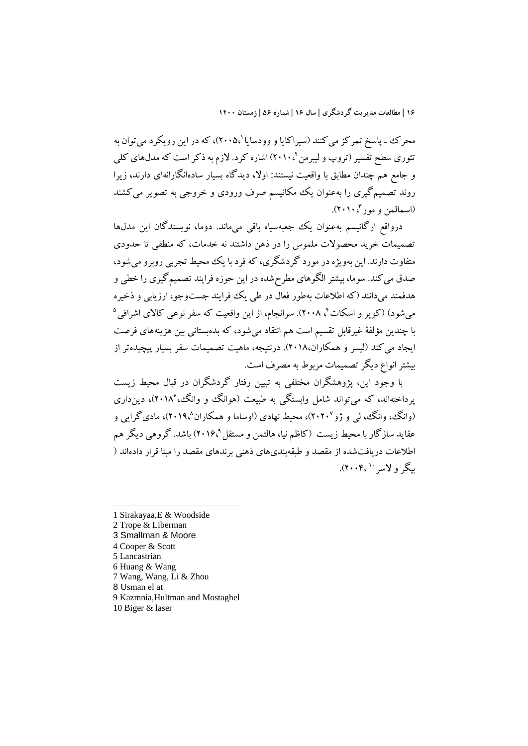محرک ـ پاسخ تمرکز می‌کنند (سیراکایا و وودسایا[1]،۲۰۰۵)، که در این رویکرد می‌توان به تئوری سطح تفسیر (تروپ و لیبرمن[2]،۲۰۱۰) اشاره کرد. لازم به ذکر است که مدل‌های کلی و جامع هم چندان مطابق با واقعیت نیستند: اولا، دیدگاه بسیار ساده‌انگارانه‌ای دارند، زیرا روند تصمیم‌گیری را به‌عنوان یک مکانیسم صرف ورودی و خروجی به تصویر می‌کشند (اسمالمن و مور[3]،۲۰۱۰).

درواقع ارگانیسم به‌عنوان یک جعبه‌سیاه باقی می‌ماند. دوما، نویسندگان این مدل‌ها تصمیمات خرید محصولات ملموس را در ذهن داشتند نه خدمات، که منطقی تا حدودی متفاوت دارند. این به‌ویژه در مورد گردشگری، که فرد با یک محیط تجربی روبرو می‌شود، صدق می‌کند. سوما، بیشتر الگوهای مطرح‌شده در این حوزه فرایند تصمیم‌گیری را خطی و هدفمند می‌دانند (که اطلاعات به‌طور فعال در طی یک فرایند جست‌وجو، ارزیابی و ذخیره می‌شود) (کوپر و اسکات[4]، ۲۰۰۸). سرانجام، از این واقعیت که سفر نوعی کالای اشرافی[5] با چندین مؤلفهٔ غیرقابل تقسیم است هم انتقاد می‌شود، که بده‌بستانی بین هزینه‌های فرصت ایجاد می‌کند (لیسر و همکاران،۲۰۱۸). درنتیجه، ماهیت تصمیمات سفر بسیار پیچیده‌تر از بیشتر انواع دیگر تصمیمات مربوط به مصرف است.

با وجود این، پژوهشگران مختلفی به تبیین رفتار گردشگران در قبال محیط زیست پرداخته‌اند، که می‌تواند شامل وابستگی به طبیعت (هوانگ و وانگ[6]،۲۰۱۸)، دین‌داری (وانگ، وانگ، لی و ژو[7]۲۰۲۰)، محیط نهادی (اوساما و همکاران[8]،۲۰۱۹)، مادی‌گرایی و عقاید سازگار با محیط زیست (کاظم نیا، هالتمن و مستقل[9]،۲۰۱۶) باشد. گروهی دیگر هم اطلاعات دریافت‌شده از مقصد و طبقه‌بندی‌های ذهنی برندهای مقصد را مبنا قرار داده‌اند ( بیگر و لاسر[10] ،۲۰۰۴).

---

1 Sirakayaa,E & Woodside
2 Trope & Liberman
3 Smallman & Moore
4 Cooper & Scott
5 Lancastrian
6 Huang & Wang
7 Wang, Wang, Li & Zhou
8 Usman el at
9 Kazmnia,Hultman and Mostaghel
10 Biger & laser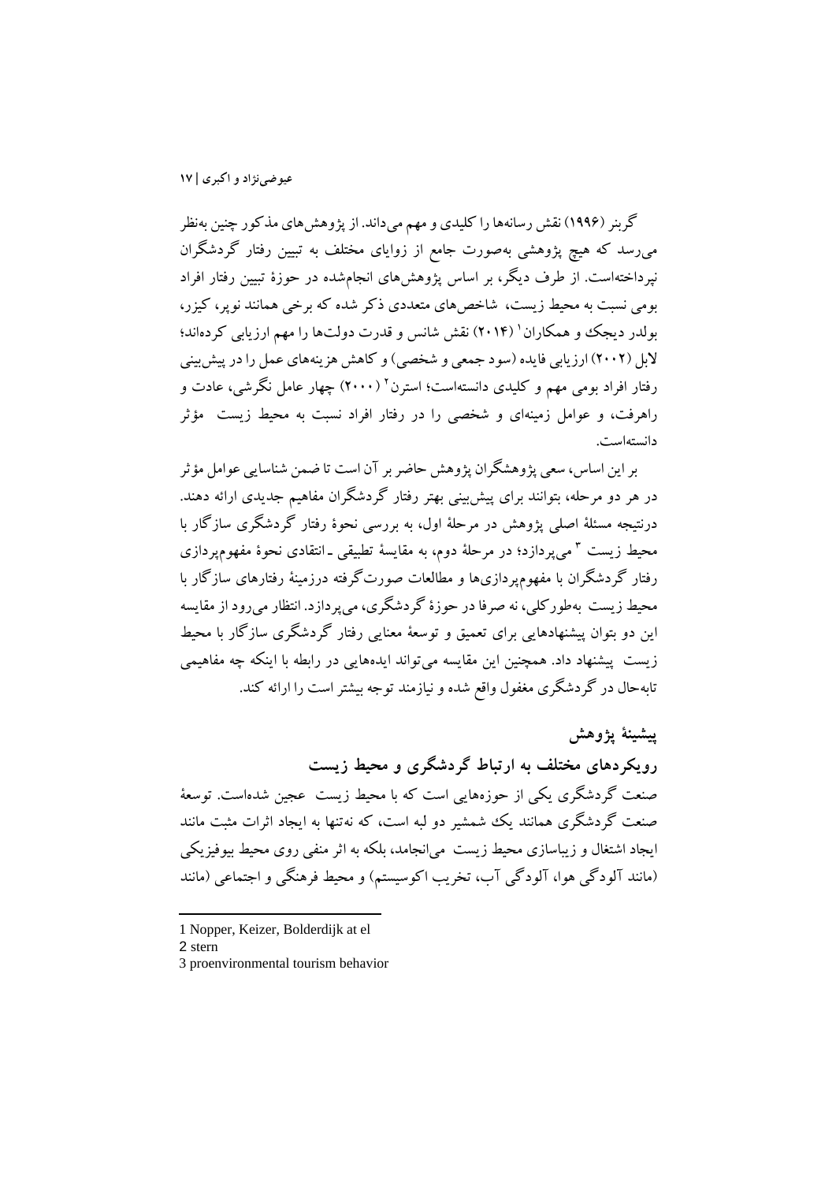گربنر (۱۹۹۶) نقش رسانه‌ها را کلیدی و مهم می‌داند. از پژوهش‌های مذکور چنین به‌نظر می‌رسد که هیچ پژوهشی به‌صورت جامع از زوایای مختلف به تبیین رفتار گردشگران نپرداخته‌است. از طرف دیگر، بر اساس پژوهش‌های انجام‌شده در حوزهٔ تبیین رفتار افراد بومی نسبت به محیط زیست، شاخص‌های متعددی ذکر شده که برخی همانند نوپر، کیزر، بولدر دیجک و همکاران[1] (۲۰۱۴) نقش شانس و قدرت دولت‌ها را مهم ارزیابی کرده‌اند؛ لابل (۲۰۰۲) ارزیابی فایده (سود جمعی و شخصی) و کاهش هزینه‌های عمل را در پیش‌بینی رفتار افراد بومی مهم و کلیدی دانسته‌است؛ استرن[2] (۲۰۰۰) چهار عامل نگرشی، عادت و راهرفت، و عوامل زمینه‌ای و شخصی را در رفتار افراد نسبت به محیط زیست مؤثر دانسته‌است.

بر این اساس، سعی پژوهشگران پژوهش حاضر بر آن است تا ضمن شناسایی عوامل مؤثر در هر دو مرحله، بتوانند برای پیش‌بینی بهتر رفتار گردشگران مفاهیم جدیدی ارائه دهند. درنتیجه مسئلهٔ اصلی پژوهش در مرحلهٔ اول، به بررسی نحوهٔ رفتار گردشگری سازگار با محیط زیست[3] می‌پردازد؛ در مرحلهٔ دوم، به مقایسهٔ تطبیقی ـ انتقادی نحوهٔ مفهوم‌پردازی رفتار گردشگران با مفهوم‌پردازی‌ها و مطالعات صورت‌گرفته درزمینهٔ رفتارهای سازگار با محیط زیست به‌طورکلی، نه صرفا در حوزهٔ گردشگری، می‌پردازد. انتظار می‌رود از مقایسه این دو بتوان پیشنهادهایی برای تعمیق و توسعهٔ معنایی رفتار گردشگری سازگار با محیط زیست پیشنهاد داد. همچنین این مقایسه می‌تواند ایده‌هایی در رابطه با اینکه چه مفاهیمی تابه‌حال در گردشگری مغفول واقع شده و نیازمند توجه بیشتر است را ارائه کند.

## پیشینهٔ پژوهش

### رویکردهای مختلف به ارتباط گردشگری و محیط زیست

صنعت گردشگری یکی از حوزه‌هایی است که با محیط زیست عجین شده‌است. توسعهٔ صنعت گردشگری همانند یک شمشیر دو لبه است، که نه‌تنها به ایجاد اثرات مثبت مانند ایجاد اشتغال و زیباسازی محیط زیست می‌انجامد، بلکه به اثر منفی روی محیط بیوفیزیکی (مانند آلودگی هوا، آلودگی آب، تخریب اکوسیستم) و محیط فرهنگی و اجتماعی (مانند

---

1 Nopper, Keizer, Bolderdijk at el

2 stern

3 proenvironmental tourism behavior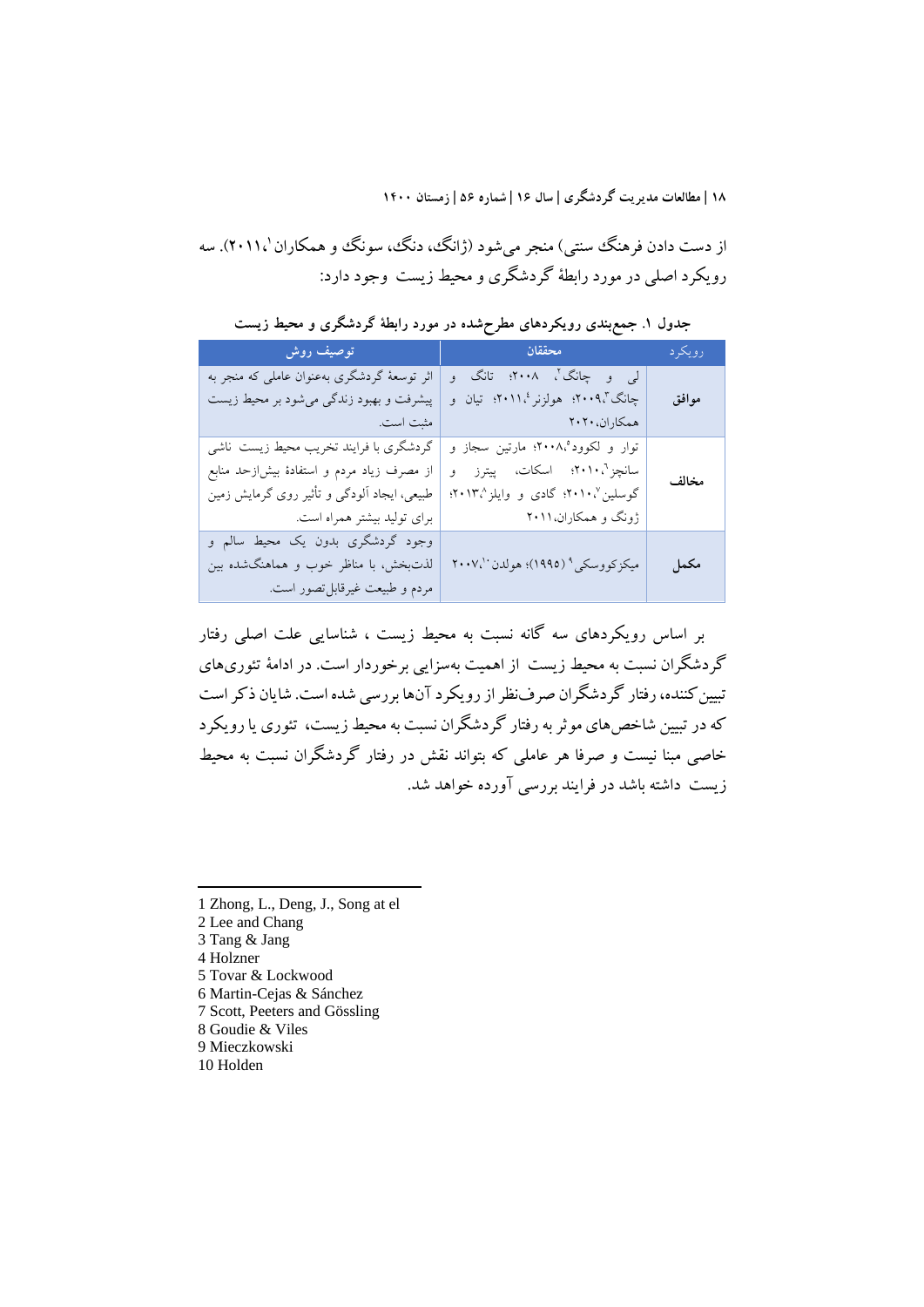از دست دادن فرهنگ سنتی) منجر می‌شود (ژانگ، دنگ، سونگ و همکاران[1]،۲۰۱۱). سه رویکرد اصلی در مورد رابطهٔ گردشگری و محیط زیست وجود دارد:

**جدول ۱. جمع‌بندی رویکردهای مطرح‌شده در مورد رابطهٔ گردشگری و محیط زیست**

| رویکرد | محققان | توصیف روش |
| --- | --- | --- |
| **موافق** | لی و چانگ[2]، ۲۰۰۸؛ تانگ و چانگ[3]،۲۰۰۹؛ هولزنر[4]،۲۰۱۱؛ تیان و همکاران،۲۰۲۰ | اثر توسعهٔ گردشگری به‌عنوان عاملی که منجر به پیشرفت و بهبود زندگی می‌شود بر محیط زیست مثبت است. |
| **مخالف** | توار و لکوود[5]،۲۰۰۸؛ مارتین سجاز و سانچز[6]،۲۰۱۰؛ اسکات، پیترز و گوسلین[7]،۲۰۱۰؛ گادی و وایلز[8]،۲۰۱۳؛ ژونگ و همکاران،۲۰۱۱ | گردشگری با فرایند تخریب محیط زیست ناشی از مصرف زیاد مردم و استفادهٔ بیش‌ازحد منابع طبیعی، ایجاد آلودگی و تأثیر روی گرمایش زمین برای تولید بیشتر همراه است. |
| **مکمل** | میکزکووسکی[9] (۱۹۹۵)؛ هولدن[10]،۲۰۰۷ | وجود گردشگری بدون یک محیط سالم و لذت‌بخش، با مناظر خوب و هماهنگ‌شده بین مردم و طبیعت غیرقابل‌تصور است. |

بر اساس رویکردهای سه گانه نسبت به محیط زیست ، شناسایی علت اصلی رفتار گردشگران نسبت به محیط زیست از اهمیت به‌سزایی برخوردار است. در ادامهٔ تئوری‌های تبیین‌کننده، رفتار گردشگران صرف‌نظر از رویکرد آن‌ها بررسی شده است. شایان ذکر است که در تبیین شاخص‌های موثر به رفتار گردشگران نسبت به محیط زیست، تئوری یا رویکرد خاصی مبنا نیست و صرفا هر عاملی که بتواند نقش در رفتار گردشگران نسبت به محیط زیست داشته باشد در فرایند بررسی آورده خواهد شد.

---

1 Zhong, L., Deng, J., Song at el
2 Lee and Chang
3 Tang & Jang
4 Holzner
5 Tovar & Lockwood
6 Martin-Cejas & Sánchez
7 Scott, Peeters and Gössling
8 Goudie & Viles
9 Mieczkowski
10 Holden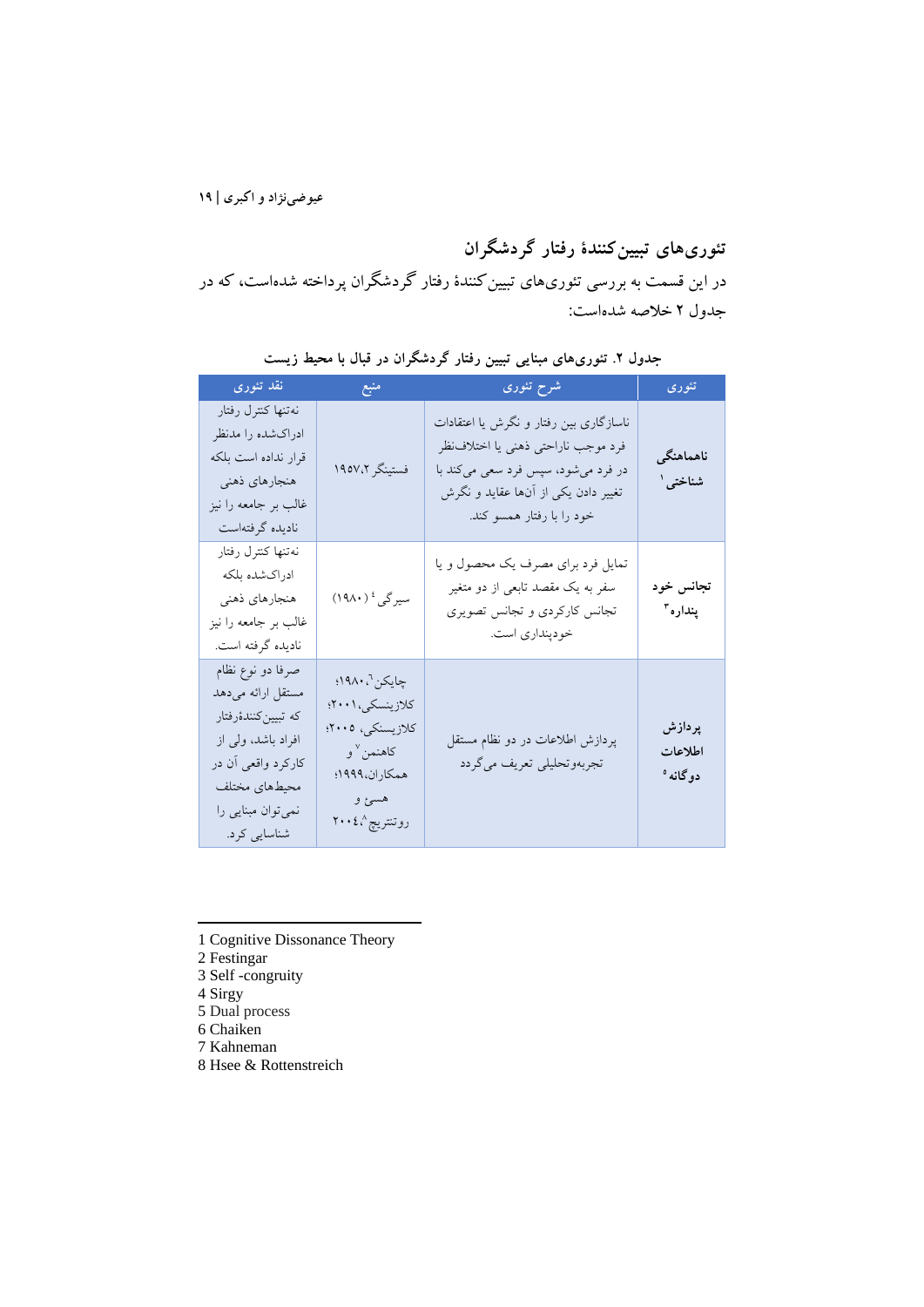## تئوری‌های تبیین‌کنندهٔ رفتار گردشگران

در این قسمت به بررسی تئوری‌های تبیین‌کنندهٔ رفتار گردشگران پرداخته شده‌است، که در جدول ۲ خلاصه شده‌است:

**جدول ۲. تئوری‌های مبنایی تبیین رفتار گردشگران در قبال با محیط زیست**

| تئوری | شرح تئوری | منبع | نقد تئوری |
|---|---|---|---|
| **ناهماهنگی شناختی**[1] | ناسازگاری بین رفتار و نگرش یا اعتقادات فرد موجب ناراحتی ذهنی یا اختلاف‌نظر در فرد می‌شود، سپس فرد سعی می‌کند با تغییر دادن یکی از آن‌ها عقاید و نگرش خود را با رفتار همسو کند. | فستینگر[2]،۱۹۵۷ | نه‌تنها کنترل رفتار ادراک‌شده را مدنظر قرار نداده است بلکه هنجارهای ذهنی غالب بر جامعه را نیز نادیده گرفته‌است |
| **تجانس خود پنداره**[3] | تمایل فرد برای مصرف یک محصول و یا سفر به یک مقصد تابعی از دو متغیر تجانس کارکردی و تجانس تصویری خودپنداری است. | سیرگی[4] (۱۹۸۰) | نه‌تنها کنترل رفتار ادراک‌شده بلکه هنجارهای ذهنی غالب بر جامعه را نیز نادیده گرفته است. |
| **پردازش اطلاعات دوگانه**[5] | پردازش اطلاعات در دو نظام مستقل تجربه‌وتحلیلی تعریف می‌گردد | چایکن[6]،۱۹۸۰؛ کلازینسکی،۲۰۰۱؛ کلازینسکی، ۲۰۰۵؛ کاهنمن[7] و همکاران،۱۹۹۹؛ هسیِ و روتنتریچ[8]،۲۰۰٤ | صرفا دو نوع نظام مستقل ارائه می‌دهد که تبیین‌کنندهٔ رفتار افراد باشد، ولی از کارکرد واقعی آن در محیط‌های مختلف نمی‌توان مبنایی را شناسایی کرد. |

---

1 Cognitive Dissonance Theory
2 Festingar
3 Self -congruity
4 Sirgy
5 Dual process
6 Chaiken
7 Kahneman
8 Hsee & Rottenstreich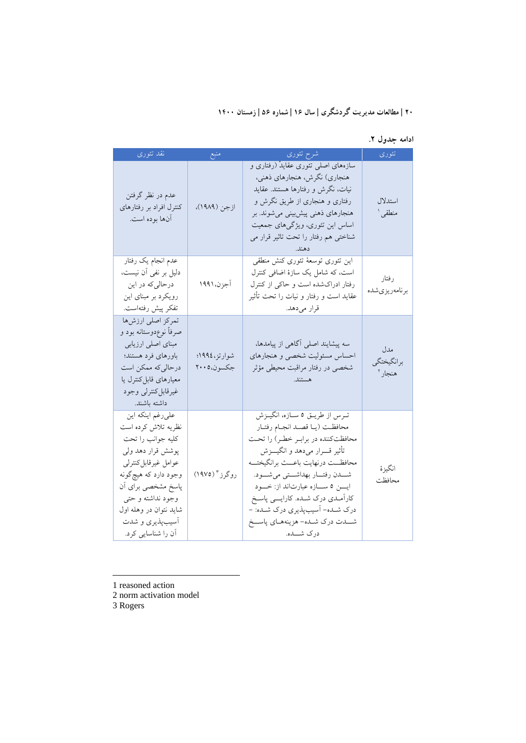ادامه جدول ۲.

| تئوری | شرح تئوری | منبع | نقد تئوری |
| --- | --- | --- | --- |
| استدلال منطقی[1] | سازه‌های اصلی تئوری عقاید (رفتاری و هنجاری) نگرش، هنجارهای ذهنی، نیات، نگرش و رفتارها هستند. عقاید رفتاری و هنجاری از طریق نگرش و هنجارهای ذهنی پیش‌بینی می‌شوند. بر اساس این تئوری، ویژگی‌های جمعیت شناختی هم رفتار را تحت تاثیر قرار می دهند. | ازجن (۱۹۸۹)، | عدم در نظر گرفتن کنترل افراد بر رفتارهای آن‌ها بوده است. |
| رفتار برنامه‌ریزی‌شده | این تئوری توسعهٔ تئوری کنش منطقی است، که شامل یک سازهٔ اضافی کنترل رفتار ادراک‌شده است و حاکی از کنترل عقاید است و رفتار و نیات را تحت تأثیر قرار می‌دهد. | آجزن،۱۹۹۱ | عدم انجام یک رفتار دلیل بر نفی آن نیست، درحالی‌که در این رویکرد بر مبنای این تفکر پیش رفته‌است. |
| مدل برانگیختگی هنجار[2] | سه پیشایند اصلی آگاهی از پیامدها، احساس مسئولیت شخصی و هنجارهای شخصی در رفتار مراقبت محیطی مؤثر هستند. | شوارتز،۱۹۹٤؛ جکسون،۲۰۰۵ | تمرکز اصلی ارزش‌ها صرفاً نوع‌دوستانه بود و مبنای اصلی ارزیابی باورهای فرد هستند؛ درحالی‌که ممکن است معیارهای قابل‌کنترل یا غیرقابل‌کنترلی وجود داشته باشند. |
| انگیزهٔ محافظت | ترس از طریق ۵ سازه، انگیزش محافظت (یا قصد انجام رفتار محافظت‌کننده در برابر خطر) را تحت تأثیر قرار می‌دهد و انگیزش محافظت درنهایت باعث برانگیخته شدن رفتار بهداشتی می‌شود. این ۵ سازه عبارت‌اند از: خود کارآمدی درک شده. کارایی پاسخ درک شده- آسیب‌پذیری درک شده: - شدت درک شده- هزینه‌های پاسخ درک شده. | روگرز[3] (۱۹۷۵) | علی‌رغم اینکه این نظریه تلاش کرده است کلیه جوانب را تحت پوشش قرار دهد ولی عوامل غیرقابل‌کنترلی وجود دارد که هیچ‌گونه پاسخ مشخصی برای آن وجود نداشته و حتی شاید نتوان در وهله اول آسیب‌پذیری و شدت آن را شناسایی کرد. |

---

1 reasoned action
2 norm activation model
3 Rogers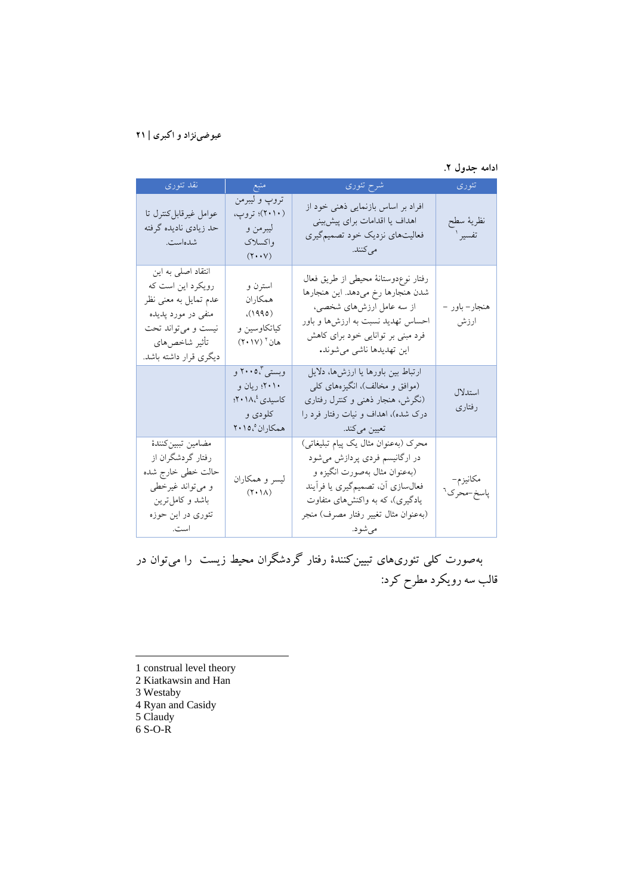**ادامه جدول ۲.**

| تئوری | شرح تئوری | منبع | نقد تئوری |
|---|---|---|---|
| نظریهٔ سطح تفسیر[1] | افراد بر اساس بازنمایی ذهنی خود از اهداف یا اقدامات برای پیش‌بینی فعالیت‌های نزدیک خود تصمیم‌گیری می‌کنند. | تروپ و لیبرمن (۲۰۱۰)؛ تروپ، لیبرمن و واکسلاک (۲۰۰۷) | عوامل غیرقابل‌کنترل تا حد زیادی نادیده گرفته شده‌است. |
| هنجار- باور - ارزش | رفتار نوع‌دوستانهٔ محیطی از طریق فعال شدن هنجارها رخ می‌دهد. این هنجارها از سه عامل ارزش‌های شخصی، احساس تهدید نسبت به ارزش‌ها و باور فرد مبنی بر توانایی خود برای کاهش این تهدیدها ناشی می‌شوند. | استرن و همکاران (۱۹۹۵)، کیاتکاوسین و هان[2] (۲۰۱۷) | انتقاد اصلی به این رویکرد این است که عدم تمایل به معنی نظر منفی در مورد پدیده نیست و می‌تواند تحت تأثیر شاخص‌های دیگری قرار داشته باشد. |
| استدلال رفتاری | ارتباط بین باورها یا ارزش‌ها، دلایل (موافق و مخالف)، انگیزه‌های کلی (نگرش، هنجار ذهنی و کنترل رفتاری درک شده)، اهداف و نیات رفتار فرد را تعیین می‌کند. | وبستی[3]، ۲۰۰۵ و ۲۰۱۰؛ ریان و کاسیدی[4]،۲۰۱۸؛ کلودی و همکاران[5]،۲۰۱۵ | |
| مکانیزم- پاسخ-محرک[6] | محرک (به‌عنوان مثال یک پیام تبلیغاتی) در ارگانیسم فردی پردازش می‌شود (به‌عنوان مثال به‌صورت انگیزه و فعال‌سازی آن، تصمیم‌گیری یا فرآیند یادگیری)، که به واکنش‌های متفاوت (به‌عنوان مثال تغییر رفتار مصرف) منجر می‌شود. | لیسر و همکاران (۲۰۱۸) | مضامین تبیین‌کنندهٔ رفتار گردشگران از حالت خطی خارج شده و می‌تواند غیرخطی باشد و کامل‌ترین تئوری در این حوزه است. |

به‌صورت کلی تئوری‌های تبیین‌کنندهٔ رفتار گردشگران محیط زیست را می‌توان در قالب سه رویکرد مطرح کرد:

---

1 construal level theory
2 Kiatkawsin and Han
3 Westaby
4 Ryan and Casidy
5 Claudy
6 S-O-R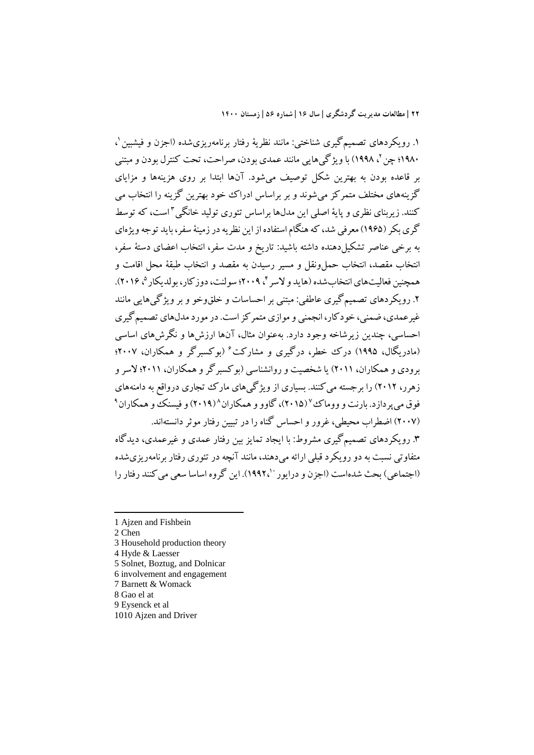۱. رویکردهای تصمیم‌گیری شناختی: مانند نظریهٔ رفتار برنامه‌ریزی‌شده (اجزن و فیشبین[1]، ۱۹۸۰؛ چن[2]، ۱۹۹۸) با ویژگی‌هایی مانند عمدی بودن، صراحت، تحت کنترل بودن و مبتنی بر قاعده بودن به بهترین شکل توصیف می‌شود. آن‌ها ابتدا بر روی هزینه‌ها و مزایای گزینه‌های مختلف متمرکز می‌شوند و بر براساس ادراک خود بهترین گزینه را انتخاب می کنند. زیربنای نظری و پایهٔ اصلی این مدل‌ها براساس تئوری تولید خانگی[3] است، که توسط گری بکر (۱۹۶۵) معرفی شد، که هنگام استفاده از این نظریه در زمینهٔ سفر، باید توجه ویژه‌ای به برخی عناصر تشکیل‌دهنده داشته باشید: تاریخ و مدت سفر، انتخاب اعضای دستهٔ سفر، انتخاب مقصد، انتخاب حمل‌ونقل و مسیر رسیدن به مقصد و انتخاب طبقهٔ محل اقامت و همچنین فعالیت‌های انتخاب‌شده (هاید و لاسر[4]، ۲۰۰۹؛ سولنت، دوزکار، بولدیکار[5]، ۲۰۱۶).

۲. رویکردهای تصمیم‌گیری عاطفی: مبتنی بر احساسات و خلق‌وخو و بر ویژگی‌هایی مانند غیرعمدی، ضمنی، خودکار، انجمنی و موازی متمرکز است. در مورد مدل‌های تصمیم‌گیری احساسی، چندین زیرشاخه وجود دارد. به‌عنوان مثال، آن‌ها ارزش‌ها و نگرش‌های اساسی (مادریگال، ۱۹۹۵) درک خطر، درگیری و مشارکت[6] (بوکسبرگر و همکاران، ۲۰۰۷؛ برودی و همکاران، ۲۰۱۱) یا شخصیت و روانشناسی (بوکسبرگر و همکاران، ۲۰۱۱؛ لاسر و زهرر، ۲۰۱۲) را برجسته می‌کنند. بسیاری از ویژگی‌های مارک تجاری درواقع به دامنه‌های فوق می‌پردازد. بارنت و ووماک[7] (۲۰۱۵)، گاوو و همکاران[8] (۲۰۱۹) و فیسنک و همکاران[9] (۲۰۰۷) اضطراب محیطی، غرور و احساس گناه را در تبیین رفتار موثر دانسته‌اند.

۳. رویکردهای تصمیم‌گیری مشروط: با ایجاد تمایز بین رفتار عمدی و غیرعمدی، دیدگاه متفاوتی نسبت به دو رویکرد قبلی ارائه می‌دهند، مانند آنچه در تئوری رفتار برنامه‌ریزی‌شده (اجتماعی) بحث شده‌است (اجزن و درایور[10]،۱۹۹۲). این گروه اساسا سعی می‌کنند رفتار را

---

1 Ajzen and Fishbein
2 Chen
3 Household production theory
4 Hyde & Laesser
5 Solnet, Boztug, and Dolnicar
6 involvement and engagement
7 Barnett & Womack
8 Gao el at
9 Eysenck et al
1010 Ajzen and Driver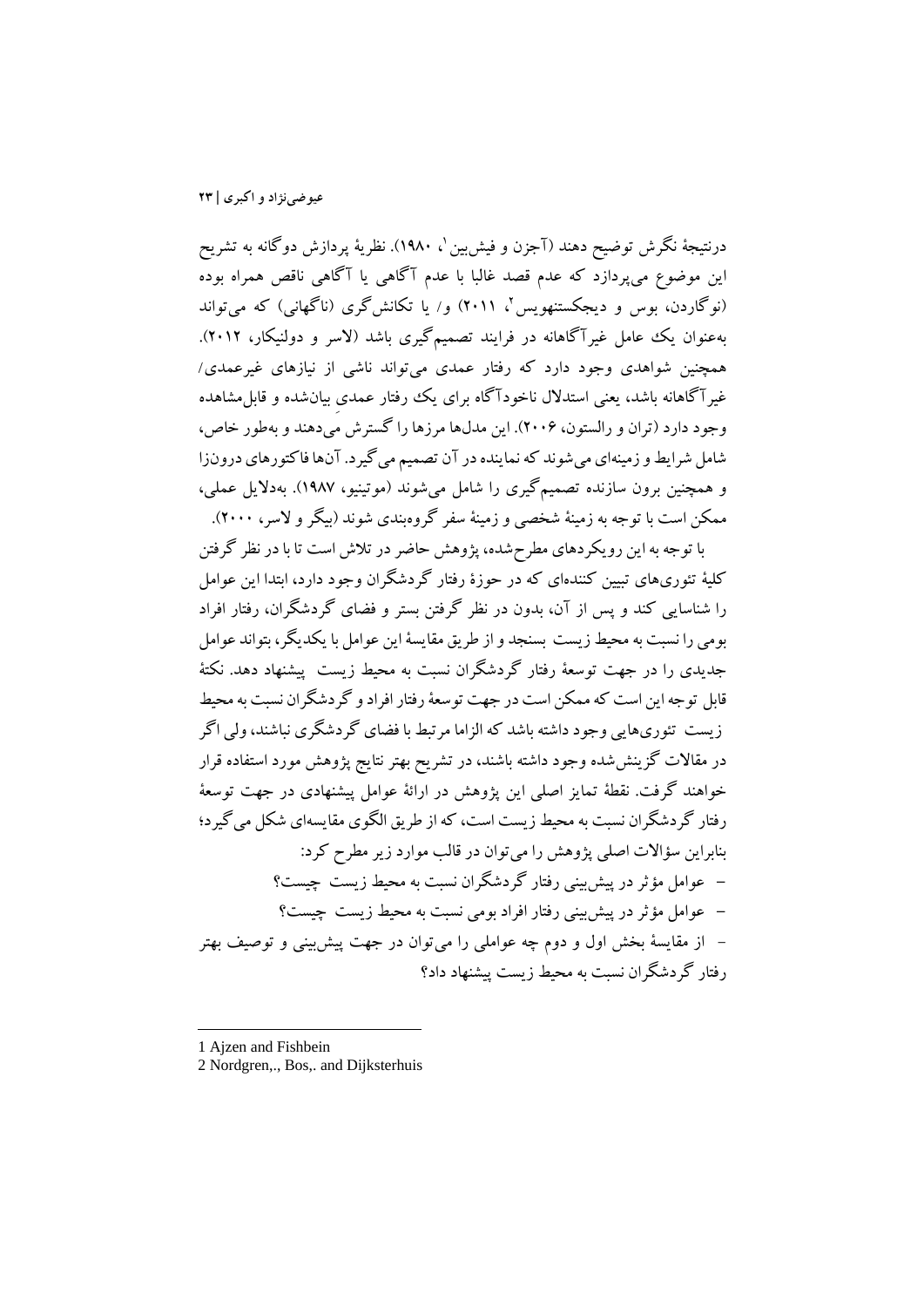درنتیجهٔ نگرش توضیح دهند (آجزن و فیش‌بین[1]، ۱۹۸۰). نظریهٔ پردازش دوگانه به تشریح این موضوع می‌پردازد که عدم قصد غالبا با عدم آگاهی یا آگاهی ناقص همراه بوده (نوگاردن، بوس و دیجکستنهویس[2]، ۲۰۱۱) و/ یا تکانش‌گری (ناگهانی) که می‌تواند به‌عنوان یک عامل غیرآگاهانه در فرایند تصمیم‌گیری باشد (لاسر و دولنیکار، ۲۰۱۲). همچنین شواهدی وجود دارد که رفتار عمدی می‌تواند ناشی از نیازهای غیرعمدی/ غیرآگاهانه باشد، یعنی استدلال ناخودآگاه برای یک رفتار عمدی بیان‌شده و قابل‌مشاهده وجود دارد (تران و رالستون، ۲۰۰۶). این مدل‌ها مرزها را گسترش می‌دهند و به‌طور خاص، شامل شرایط و زمینه‌ای می‌شوند که نماینده در آن تصمیم می‌گیرد. آن‌ها فاکتورهای درون‌زا و همچنین برون سازنده تصمیم‌گیری را شامل می‌شوند (موتینیو، ۱۹۸۷). به‌دلایل عملی، ممکن است با توجه به زمینهٔ شخصی و زمینهٔ سفر گروه‌بندی شوند (بیگر و لاسر، ۲۰۰۰).

با توجه به این رویکردهای مطرح‌شده، پژوهش حاضر در تلاش است تا با در نظر گرفتن کلیهٔ تئوری‌های تبیین کننده‌ای که در حوزهٔ رفتار گردشگران وجود دارد، ابتدا این عوامل را شناسایی کند و پس از آن، بدون در نظر گرفتن بستر و فضای گردشگران، رفتار افراد بومی را نسبت به محیط زیست بسنجد و از طریق مقایسهٔ این عوامل با یکدیگر، بتواند عوامل جدیدی را در جهت توسعهٔ رفتار گردشگران نسبت به محیط زیست پیشنهاد دهد. نکتهٔ قابل توجه این است که ممکن است در جهت توسعهٔ رفتار افراد و گردشگران نسبت به محیط زیست تئوری‌هایی وجود داشته باشد که الزاما مرتبط با فضای گردشگری نباشند، ولی اگر در مقالات گزینش‌شده وجود داشته باشند، در تشریح بهتر نتایج پژوهش مورد استفاده قرار خواهند گرفت. نقطهٔ تمایز اصلی این پژوهش در ارائهٔ عوامل پیشنهادی در جهت توسعهٔ رفتار گردشگران نسبت به محیط زیست است، که از طریق الگوی مقایسه‌ای شکل می‌گیرد؛ بنابراین سؤالات اصلی پژوهش را می‌توان در قالب موارد زیر مطرح کرد:

- عوامل مؤثر در پیش‌بینی رفتار گردشگران نسبت به محیط زیست چیست؟
- عوامل مؤثر در پیش‌بینی رفتار افراد بومی نسبت به محیط زیست چیست؟
- از مقایسهٔ بخش اول و دوم چه عواملی را می‌توان در جهت پیش‌بینی و توصیف بهتر رفتار گردشگران نسبت به محیط زیست پیشنهاد داد؟

---

1 Ajzen and Fishbein

2 Nordgren,., Bos,. and Dijksterhuis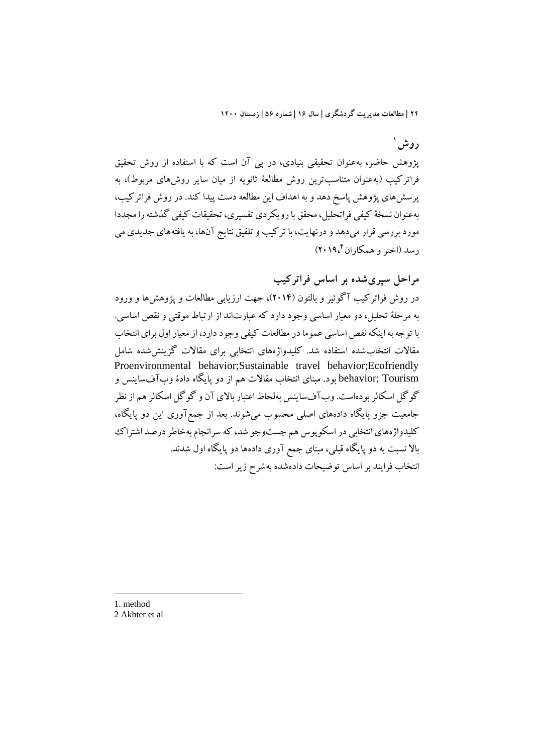## روش [1]

پژوهش حاضر، به‌عنوان تحقیقی بنیادی، در پی آن است که با استفاده از روش تحقیق فراترکیب (به‌عنوان متناسب‌ترین روش مطالعهٔ ثانویه از میان سایر روش‌های مربوط)، به پرسش‌های پژوهش پاسخ دهد و به اهداف این مطالعه دست پیدا کند. در روش فراترکیب، به‌عنوان نسخهٔ کیفی فراتحلیل، محقق با رویکردی تفسیری، تحقیقات کیفی گذشته را مجددا مورد بررسی قرار می‌دهد و درنهایت، با ترکیب و تلفیق نتایج آن‌ها، به یافته‌های جدیدی می رسد (اختر و همکاران[2]،۲۰۱۹).

## مراحل سپری‌شده بر اساس فراترکیب

در روش فراترکیب آگوئیر و بالتون (۲۰۱۴)، جهت ارزیابی مطالعات و پژوهش‌ها و ورود به مرحلهٔ تحلیل، دو معیار اساسی وجود دارد که عبارت‌اند از ارتباط موقتی و نقص اساسی. با توجه به اینکه نقص اساسی عموما در مطالعات کیفی وجود دارد، از معیار اول برای انتخاب مقالات انتخاب‌شده استفاده شد. کلیدواژه‌های انتخابی برای مقالات گزینش‌شده شامل Proenvironmental behavior;Sustainable travel behavior;Ecofriendly behavior; Tourism بود. مبنای انتخاب مقالات هم از دو پایگاه دادهٔ وب‌آف‌ساینس و گوگل اسکالر بوده‌است. وب‌آف‌ساینس به‌لحاظ اعتبار بالای آن و گوگل اسکالر هم از نظر جامعیت جزو پایگاه داده‌های اصلی محسوب می‌شوند. بعد از جمع‌آوری این دو پایگاه، کلیدواژه‌های انتخابی در اسکوپوس هم جست‌وجو شد، که سرانجام به‌خاطر درصد اشتراک بالا نسبت به دو پایگاه قبلی، مبنای جمع آوری داده‌ها دو پایگاه اول شدند.

انتخاب فرایند بر اساس توضیحات داده‌شده به‌شرح زیر است:

---

1. method
2. Akhter et al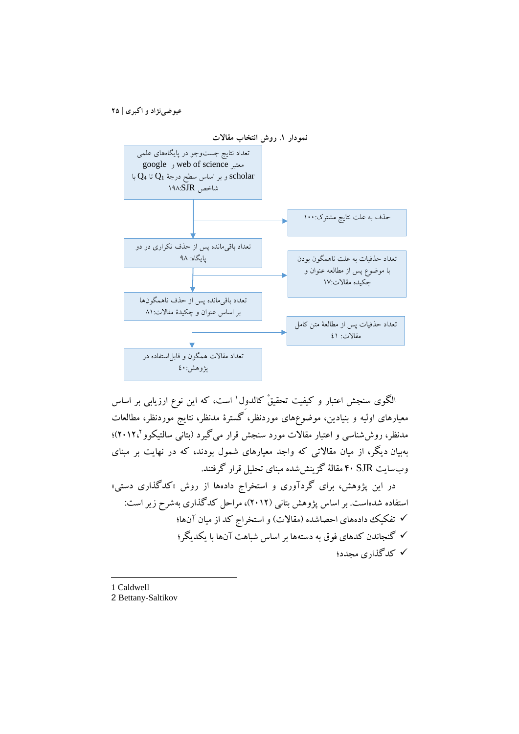**نمودار ۱. روش انتخاب مقالات**

تعداد نتایج جست‌وجو در پایگاه‌های علمی معتبر web of science و google scholar و بر اساس سطح درجهٔ $Q_1$ تا $Q_4$ با شاخص SJR:۱۹۸

حذف به علت نتایج مشترک:۱۰۰

تعداد باقی‌مانده پس از حذف تکراری در دو پایگاه: ۹۸

تعداد حذفیات به علت ناهمگون بودن با موضوع پس از مطالعه عنوان و چکیده مقالات:۱۷

تعداد باقی‌مانده پس از حذف ناهمگون‌ها بر اساس عنوان و چکیدهٔ مقالات:۸۱

تعداد حذفیات پس از مطالعهٔ متن کامل مقالات: ۴۱

تعداد مقالات همگون و قابل‌استفاده در پژوهش:۴۰

الگوی سنجش اعتبار و کیفیت تحقیقْ کالدول[1] است، که این نوع ارزیابی بر اساس معیارهای اولیه و بنیادین، موضوع‌های موردنظر، گسترهٔ مدنظر، نتایج موردنظر، مطالعات مدنظر، روش‌شناسی و اعتبار مقالات مورد سنجش قرار می‌گیرد (بتانی سالتیکوو[2]،۲۰۱۲)؛ به‌بیان دیگر، از میان مقالاتی که واجد معیارهای شمول بودند، که در نهایت بر مبنای وب‌سایت SJR ۴۰ مقالهٔ گزینش‌شده مبنای تحلیل قرار گرفتند.

در این پژوهش، برای گردآوری و استخراج داده‌ها از روش «کدگذاری دستی» استفاده شده‌است. بر اساس پژوهش بتانی (۲۰۱۲)، مراحل کدگذاری به‌شرح زیر است:

- ✓ تفکیک داده‌های احصاشده (مقالات) و استخراج کد از میان آن‌ها؛
- ✓ گنجاندن کدهای فوق به دسته‌ها بر اساس شباهت آن‌ها با یکدیگر؛
- ✓ کدگذاری مجدد؛

---

1 Caldwell
2 Bettany-Saltikov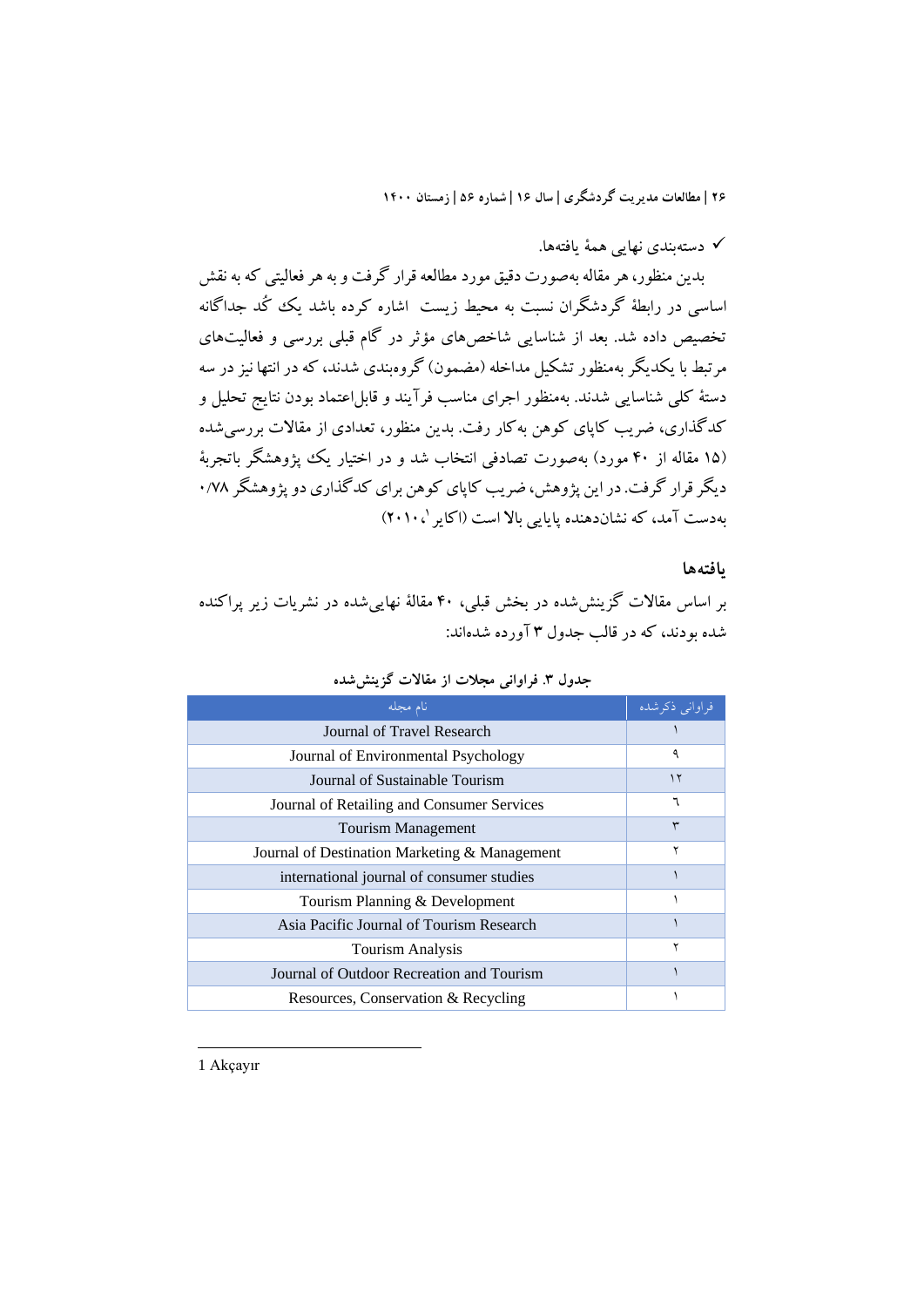✓ دسته‌بندی نهایی همهٔ یافته‌ها.

بدین منظور، هر مقاله به‌صورت دقیق مورد مطالعه قرار گرفت و به هر فعالیتی که به نقش اساسی در رابطهٔ گردشگران نسبت به محیط زیست اشاره کرده باشد یک کُد جداگانه تخصیص داده شد. بعد از شناسایی شاخص‌های مؤثر در گام قبلی بررسی و فعالیت‌های مرتبط با یکدیگر به‌منظور تشکیل مداخله (مضمون) گروه‌بندی شدند، که در انتها نیز در سه دستهٔ کلی شناسایی شدند. به‌منظور اجرای مناسب فرآیند و قابل‌اعتماد بودن نتایج تحلیل و کدگذاری، ضریب کاپای کوهن به‌کار رفت. بدین منظور، تعدادی از مقالات بررسی‌شده (۱۵ مقاله از ۴۰ مورد) به‌صورت تصادفی انتخاب شد و در اختیار یک پژوهشگر باتجربهٔ دیگر قرار گرفت. در این پژوهش، ضریب کاپای کوهن برای کدگذاری دو پژوهشگر ۰/۷۸ به‌دست آمد، که نشان‌دهنده پایایی بالا است (اکایر[1]، ۲۰۱۰)

## یافته‌ها

بر اساس مقالات گزینش‌شده در بخش قبلی، ۴۰ مقالهٔ نهایی‌شده در نشریات زیر پراکنده شده بودند، که در قالب جدول ۳ آورده شده‌اند:

**جدول ۳. فراوانی مجلات از مقالات گزینش‌شده**

| نام مجله | فراوانی ذکرشده |
|---|---|
| Journal of Travel Research | ۱ |
| Journal of Environmental Psychology | ۹ |
| Journal of Sustainable Tourism | ۱۲ |
| Journal of Retailing and Consumer Services | ٦ |
| Tourism Management | ۳ |
| Journal of Destination Marketing & Management | ۲ |
| international journal of consumer studies | ۱ |
| Tourism Planning & Development | ۱ |
| Asia Pacific Journal of Tourism Research | ۱ |
| Tourism Analysis | ۲ |
| Journal of Outdoor Recreation and Tourism | ۱ |
| Resources, Conservation & Recycling | ۱ |

---

1 Akçayır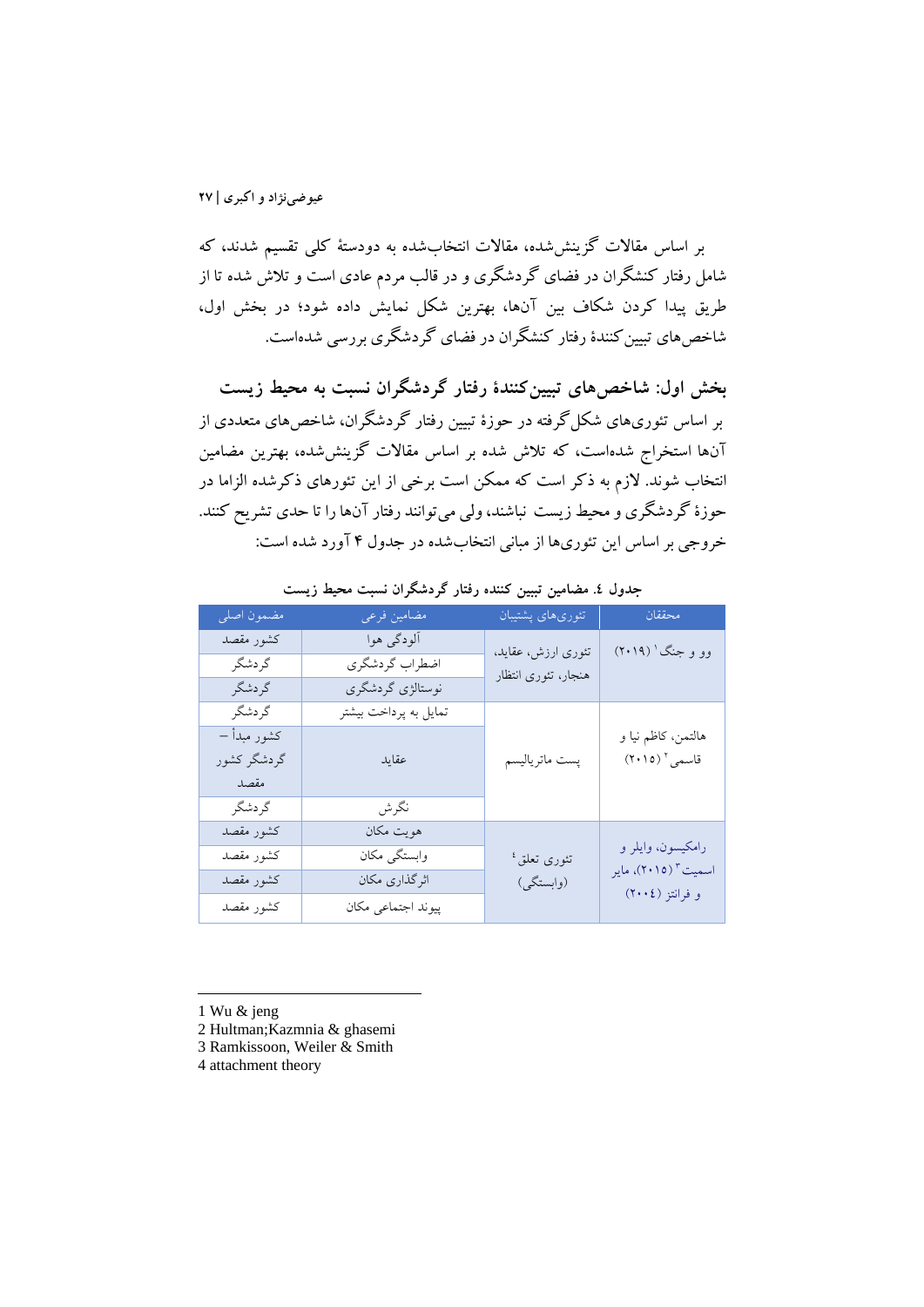بر اساس مقالات گزینش‌شده، مقالات انتخاب‌شده به دودستۀ کلی تقسیم شدند، که شامل رفتار کنشگران در فضای گردشگری و در قالب مردم عادی است و تلاش شده تا از طریق پیدا کردن شکاف بین آن‌ها، بهترین شکل نمایش داده شود؛ در بخش اول، شاخص‌های تبیین‌کنندۀ رفتار کنشگران در فضای گردشگری بررسی شده‌است.

**بخش اول: شاخص‌های تبیین‌کنندۀ رفتار گردشگران نسبت به محیط زیست**

بر اساس تئوری‌های شکل‌گرفته در حوزۀ تبیین رفتار گردشگران، شاخص‌های متعددی از آن‌ها استخراج شده‌است، که تلاش شده بر اساس مقالات گزینش‌شده، بهترین مضامین انتخاب شوند. لازم به ذکر است که ممکن است برخی از این تئوری‌های ذکرشده الزاما در حوزۀ گردشگری و محیط زیست نباشند، ولی می‌توانند رفتار آن‌ها را تا حدی تشریح کنند. خروجی بر اساس این تئوری‌ها از مبانی انتخاب‌شده در جدول ۴ آورد شده است:

**جدول ٤. مضامین تبیین کننده رفتار گردشگران نسبت محیط زیست**

| محققان | تئوری‌های پشتیبان | مضامین فرعی | مضمون اصلی |
|---|---|---|---|
| وو و جنگ [1] (۲۰۱۹) | تئوری ارزش، عقاید، هنجار، تئوری انتظار | آلودگی هوا | کشور مقصد |
| | | اضطراب گردشگری | گردشگر |
| | | نوستالژی گردشگری | گردشگر |
| هالتمن، کاظم نیا و قاسمی [2] (۲۰۱۵) | پست ماتریالیسم | تمایل به پرداخت بیشتر | گردشگر |
| | | عقاید | کشور مبدأ – گردشگر کشور مقصد |
| | | نگرش | گردشگر |
| رامکیسون، وایلر و اسمیت [3] (۲۰۱۵)، مایر و فرانتز (۲۰۰٤) | تئوری تعلق [4] (وابستگی) | هویت مکان | کشور مقصد |
| | | وابستگی مکان | کشور مقصد |
| | | اثرگذاری مکان | کشور مقصد |
| | | پیوند اجتماعی مکان | کشور مقصد |

---

1 Wu & jeng
2 Hultman;Kazmnia & ghasemi
3 Ramkissoon, Weiler & Smith
4 attachment theory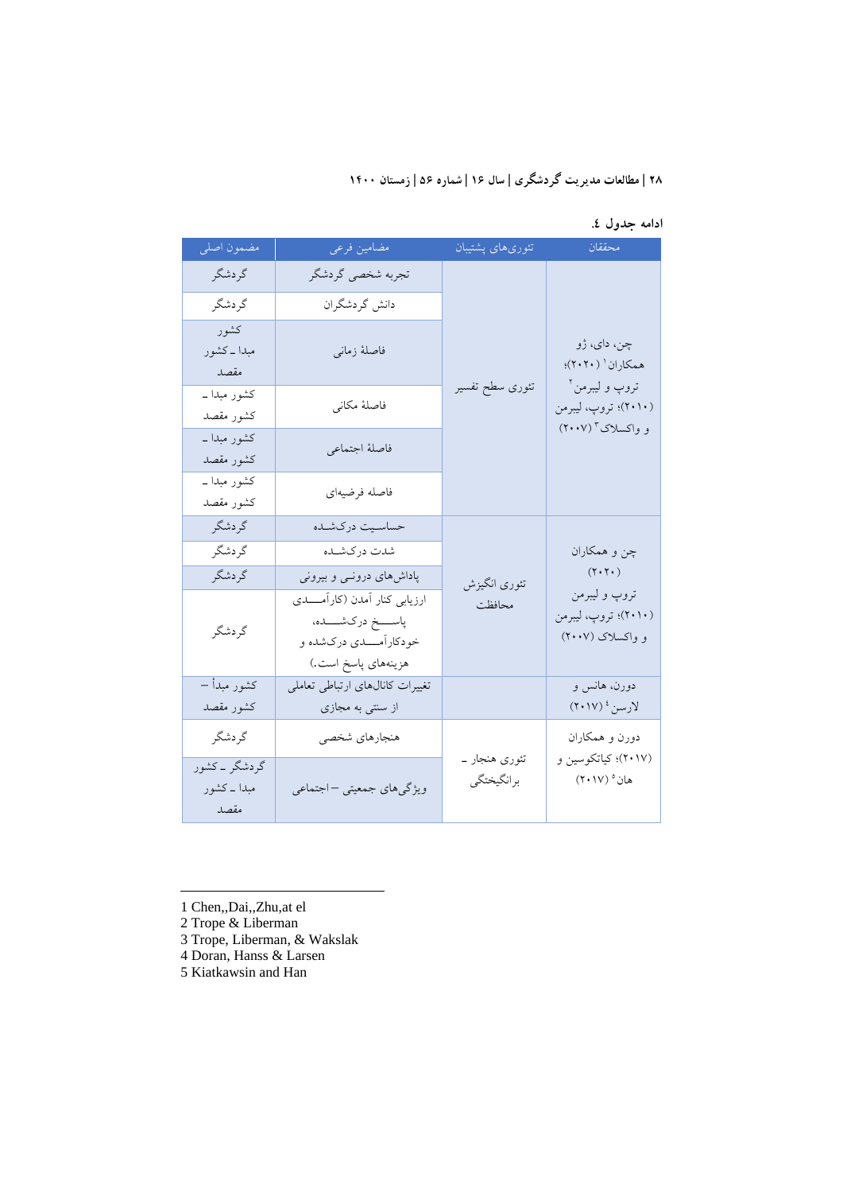ادامه جدول ٤.

| مضمون اصلی | مضامین فرعی | تئوری‌های پشتیبان | محققان |
|---|---|---|---|
| گردشگر | تجربه شخصی گردشگر | تئوری سطح تفسیر | چن، دای، ژو همکاران[1] (۲۰۲۰)؛ تروپ و لیبرمن[2] (۲۰۱۰)؛ تروپ، لیبرمن و واکسلاک[3] (۲۰۰۷) |
| گردشگر | دانش گردشگران | | |
| کشور مبدا ـ کشور مقصد | فاصلهٔ زمانی | | |
| کشور مبدا ـ کشور مقصد | فاصلهٔ مکانی | | |
| کشور مبدا ـ کشور مقصد | فاصلهٔ اجتماعی | | |
| کشور مبدا ـ کشور مقصد | فاصله فرضیه‌ای | | |
| گردشگر | حساسیت درک‌شده | تئوری انگیزش محافظت | چن و همکاران (۲۰۲۰) تروپ و لیبرمن (۲۰۱۰)؛ تروپ، لیبرمن و واکسلاک (۲۰۰۷) |
| گردشگر | شدت درک‌شده | | |
| گردشگر | پاداش‌های درونی و بیرونی | | |
| گردشگر | ارزیابی کنار آمدن (کارآمدی پاسخ درک‌شده، خودکارآمدی درک‌شده و هزینه‌های پاسخ است.) | | |
| کشور مبدأ – کشور مقصد | تغییرات کانال‌های ارتباطی تعاملی از سنتی به مجازی | | دورن، هانس و لارسن[4] (۲۰۱۷) |
| گردشگر | هنجارهای شخصی | تئوری هنجار ـ برانگیختگی | دورن و همکاران (۲۰۱۷)؛ کیاتکوسین و هان[5] (۲۰۱۷) |
| گردشگر ـ کشور مبدا ـ کشور مقصد | ویژگی‌های جمعیتی – اجتماعی | | |

1 Chen,,Dai,,Zhu,at el
2 Trope & Liberman
3 Trope, Liberman, & Wakslak
4 Doran, Hanss & Larsen
5 Kiatkawsin and Han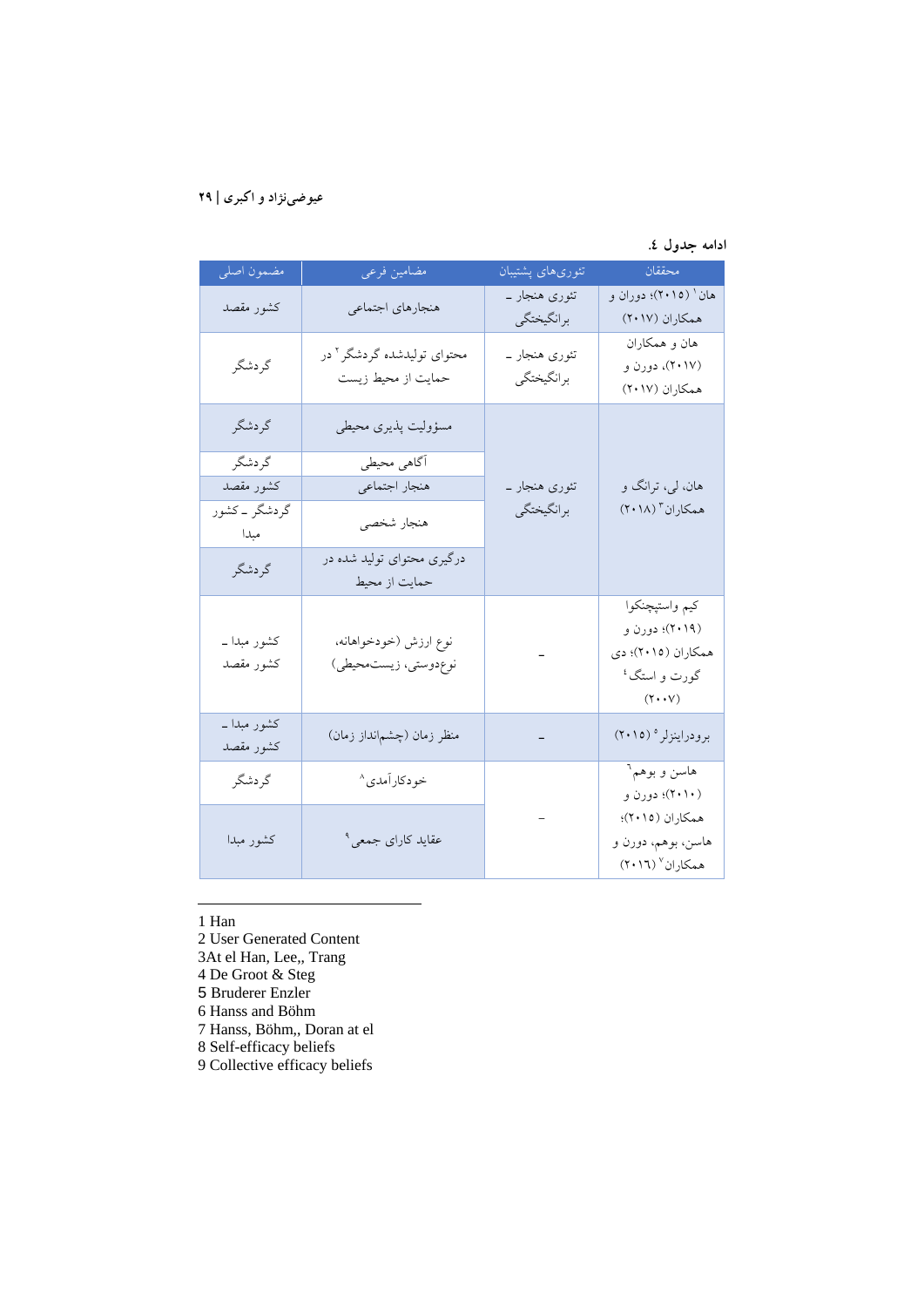ادامه جدول ٤.

| محققان | تئوری‌های پشتیبان | مضامین فرعی | مضمون اصلی |
|---|---|---|---|
| هان[1] (٢٠١٥)؛ دوران و همکاران (٢٠١٧) | تئوری هنجار ـ برانگیختگی | هنجارهای اجتماعی | کشور مقصد |
| هان و همکاران (٢٠١٧)، دورن و همکاران (٢٠١٧) | تئوری هنجار ـ برانگیختگی | محتوای تولیدشده گردشگر[2] در حمایت از محیط زیست | گردشگر |
| هان، لی، ترانگ و همکاران[3] (٢٠١٨) | تئوری هنجار ـ برانگیختگی | مسؤولیت پذیری محیطی | گردشگر |
| | | آگاهی محیطی | گردشگر |
| | | هنجار اجتماعی | کشور مقصد |
| | | هنجار شخصی | گردشگر ـ کشور مبدا |
| | | درگیری محتوای تولید شده در حمایت از محیط | گردشگر |
| کیم واستپچنکوا (٢٠١٩)؛ دورن و همکاران (٢٠١٥)؛ دی گورت و استگ[4] (٢٠٠٧) | ـ | نوع ارزش (خودخواهانه، نوع‌دوستی، زیست‌محیطی) | کشور مبدا ـ کشور مقصد |
| برودراینزلر[5] (٢٠١٥) | ـ | منظر زمان (چشم‌انداز زمان) | کشور مبدا ـ کشور مقصد |
| هاسن و بوهم[6] (٢٠١٠)؛ دورن و همکاران (٢٠١٥)؛ هاسن، بوهم، دورن و همکاران[7] (٢٠١٦) | ـ | خودکارآمدی[8] | گردشگر |
| | | عقاید کارای جمعی[9] | کشور مبدا |

---

1 Han
2 User Generated Content
3At el Han, Lee,, Trang
4 De Groot & Steg
5 Bruderer Enzler
6 Hanss and Böhm
7 Hanss, Böhm,, Doran at el
8 Self-efficacy beliefs
9 Collective efficacy beliefs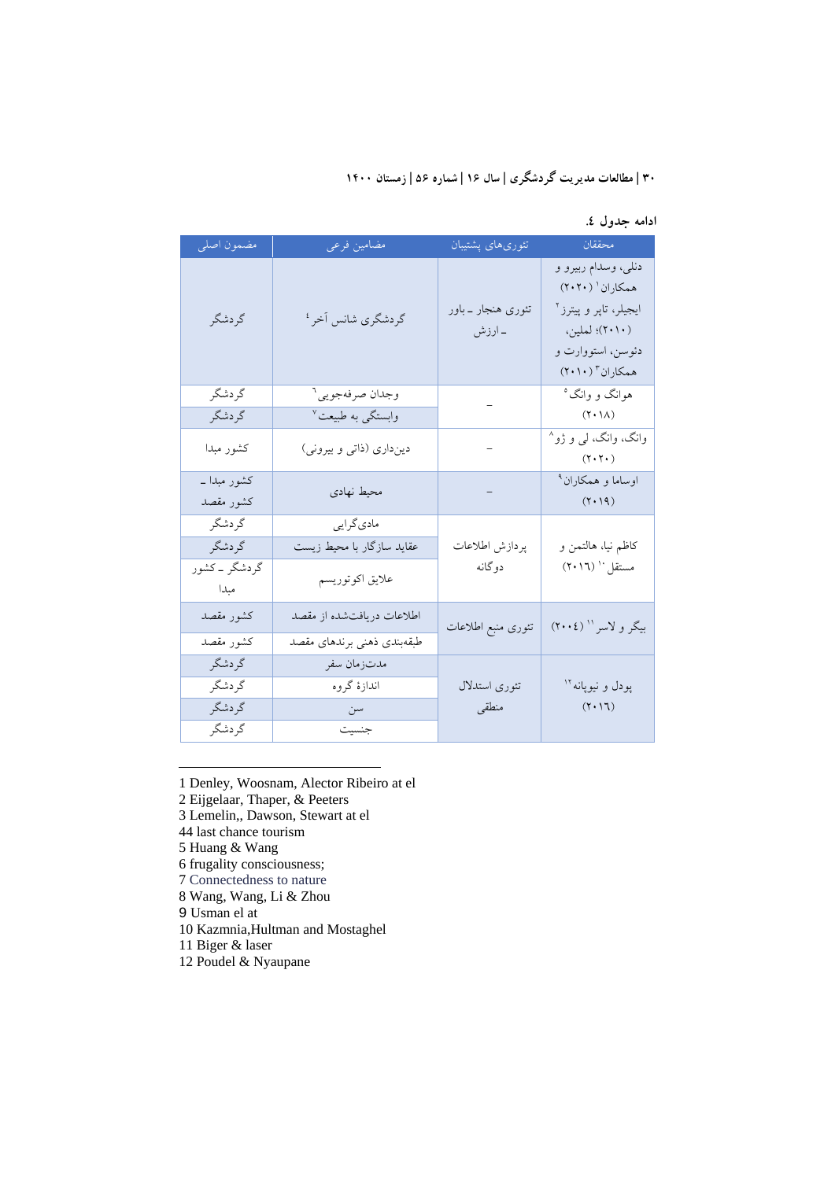ادامه جدول ٤.

| محققان | تئوری‌های پشتیبان | مضامین فرعی | مضمون اصلی |
|---|---|---|---|
| دنلی، وسدام ریبرو و همکاران[1] (۲۰۲۰) ایجیلر، تاپر و پیترز[2] (۲۰۱۰)؛ لملین، دئوسن، استووارت و همکاران[3] (۲۰۱۰) | تئوری هنجار ـ باور ـ ارزش | گردشگری شانس آخر[4] | گردشگر |
| هوانگ و وانگ[5] (۲۰۱۸) | ـ | وجدان صرفه‌جویی[6] | گردشگر |
| | | وابستگی به طبیعت[7] | گردشگر |
| وانگ، وانگ، لی و ژو[8] (۲۰۲۰) | ـ | دین‌داری (ذاتی و بیرونی) | کشور مبدا |
| اوساما و همکاران[9] (۲۰۱۹) | ـ | محیط نهادی | کشور مبدا ـ کشور مقصد |
| کاظم نیا، هالتمن و مستقل[10] (۲۰۱٦) | پردازش اطلاعات دوگانه | مادی‌گرایی | گردشگر |
| | | عقاید سازگار با محیط زیست | گردشگر |
| | | علایق اکوتوریسم | گردشگر ـ کشور مبدا |
| بیگر و لاسر[11] (۲۰۰٤) | تئوری منبع اطلاعات | اطلاعات دریافت‌شده از مقصد | کشور مقصد |
| | | طبقه‌بندی ذهنی برندهای مقصد | کشور مقصد |
| پودل و نیوپانه[12] (۲۰۱٦) | تئوری استدلال منطقی | مدت‌زمان سفر | گردشگر |
| | | اندازهٔ گروه | گردشگر |
| | | سن | گردشگر |
| | | جنسیت | گردشگر |

1 Denley, Woosnam, Alector Ribeiro at el
2 Eijgelaar, Thaper, & Peeters
3 Lemelin,, Dawson, Stewart at el
44 last chance tourism
5 Huang & Wang
6 frugality consciousness;
7 Connectedness to nature
8 Wang, Wang, Li & Zhou
9 Usman el at
10 Kazmnia,Hultman and Mostaghel
11 Biger & laser
12 Poudel & Nyaupane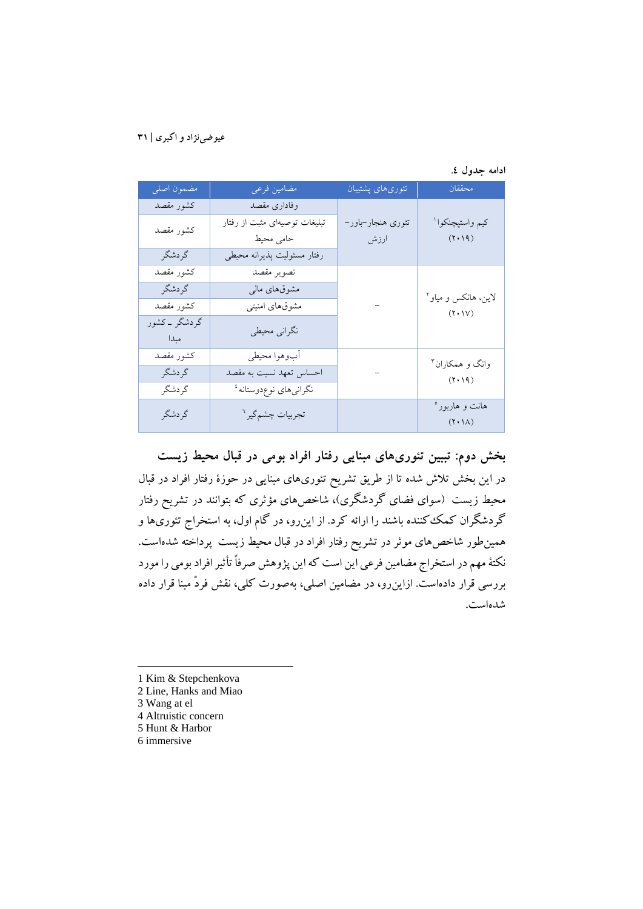**ادامه جدول ٤.**

| محققان | تئوری‌های پشتیبان | مضامین فرعی | مضمون اصلی |
|---|---|---|---|
| کیم واستپچنکوا[1] (۲۰۱۹) | تئوری هنجار–باور–ارزش | وفاداری مقصد | کشور مقصد |
| | | تبلیغات توصیه‌ای مثبت از رفتار حامی محیط | کشور مقصد |
| | | رفتار مسئولیت پذیرانه محیطی | گردشگر |
| لاین، هانکس و میاو[2] (۲۰۱۷) | – | تصویر مقصد | کشور مقصد |
| | | مشوق‌های مالی | گردشگر |
| | | مشوق‌های امنیتی | کشور مقصد |
| | | نگرانی محیطی | گردشگر ـ کشور مبدا |
| وانگ و همکاران[3] (۲۰۱۹) | – | آب‌وهوا محیطی | کشور مقصد |
| | | احساس تعهد نسبت به مقصد | گردشگر |
| | | نگرانی‌های نوع‌دوستانه[4] | گردشگر |
| هانت و هاربور[5] (۲۰۱۸) | | تجربیات چشم‌گیر[6] | گردشگر |

**بخش دوم: تبیین تئوری‌های مبنایی رفتار افراد بومی در قبال محیط زیست**

در این بخش تلاش شده تا از طریق تشریح تئوری‌های مبنایی در حوزهٔ رفتار افراد در قبال محیط زیست (سوای فضای گردشگری)، شاخص‌های مؤثری که بتوانند در تشریح رفتار گردشگران کمک‌کننده باشند را ارائه کرد. از این‌رو، در گام اول، به استخراج تئوری‌ها و همین‌طور شاخص‌های موثر در تشریح رفتار افراد در قبال محیط زیست پرداخته شده‌است. نکتهٔ مهم در استخراج مضامین فرعی این است که این پژوهش صرفاً تأثیر افراد بومی را مورد بررسی قرار داده‌است. ازاین‌رو، در مضامین اصلی، به‌صورت کلی، نقش فردْ مبنا قرار داده شده‌است.

---

1 Kim & Stepchenkova
2 Line, Hanks and Miao
3 Wang at el
4 Altruistic concern
5 Hunt & Harbor
6 immersive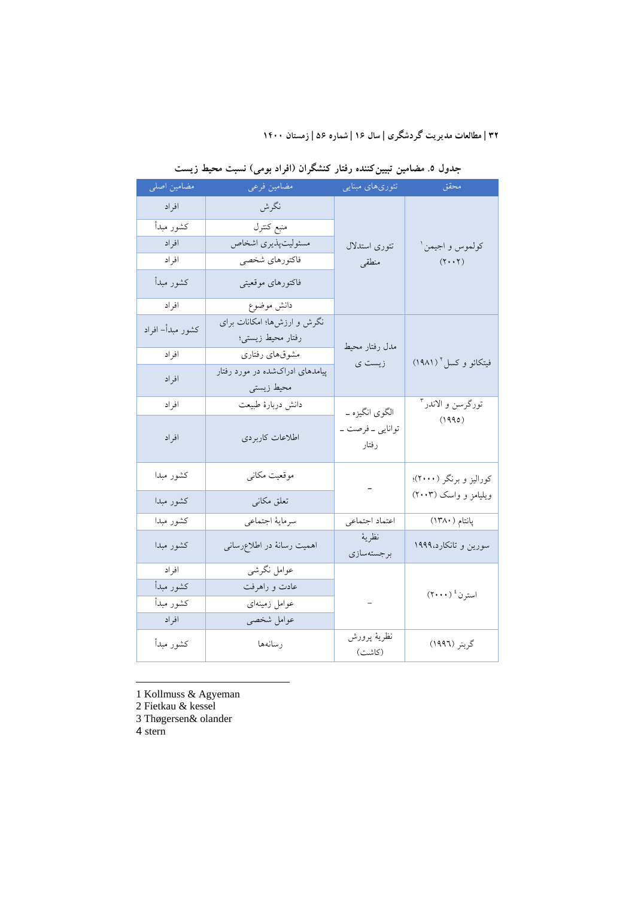جدول ۵. مضامین تبیین‌کننده رفتار کنشگران (افراد بومی) نسبت محیط زیست

| محقق | تئوری‌های مبنایی | مضامین فرعی | مضامین اصلی |
|---|---|---|---|
| کولموس و اجیمن[1] (۲۰۰۲) | تئوری استدلال منطقی | نگرش | افراد |
| | | منبع کنترل | کشور مبدأ |
| | | مسئولیت‌پذیری اشخاص | افراد |
| | | فاکتورهای شخصی | افراد |
| | | فاکتورهای موقعیتی | کشور مبدأ |
| | | دانش موضوع | افراد |
| فیتکائو و کسل[2] (۱۹۸۱) | مدل رفتار محیط زیست ی | نگرش و ارزش‌ها؛ امکانات برای رفتار محیط زیستی؛ | کشور مبدأ– افراد |
| | | مشوق‌های رفتاری | افراد |
| | | پیامدهای ادراک‌شده در مورد رفتار محیط زیستی | افراد |
| تورگرسن و الاندر[3] (۱۹۹۵) | الگوی انگیزه ـ توانایی ـ فرصت ـ رفتار | دانش دربارهٔ طبیعت | افراد |
| | | اطلاعات کاربردی | افراد |
| کورالیز و برنگر (۲۰۰۰)؛ ویلیامز و واسک (۲۰۰۳) | – | موقعیت مکانی | کشور مبدا |
| | | تعلق مکانی | کشور مبدا |
| پاتنام (۱۳۸۰) | اعتماد اجتماعی | سرمایهٔ اجتماعی | کشور مبدا |
| سورین و تانکارد،۱۹۹۹ | نظریهٔ برجسته‌سازی | اهمیت رسانهٔ در اطلاع‌رسانی | کشور مبدا |
| استرن[4] (۲۰۰۰) | – | عوامل نگرشی | افراد |
| | | عادت و راهرفت | کشور مبدأ |
| | | عوامل زمینه‌ای | کشور مبدأ |
| | | عوامل شخصی | افراد |
| گربنر (۱۹۹۶) | نظریهٔ پرورش (کاشت) | رسانه‌ها | کشور مبدأ |

1 Kollmuss & Agyeman
2 Fietkau & kessel
3 Thøgersen& olander
4 stern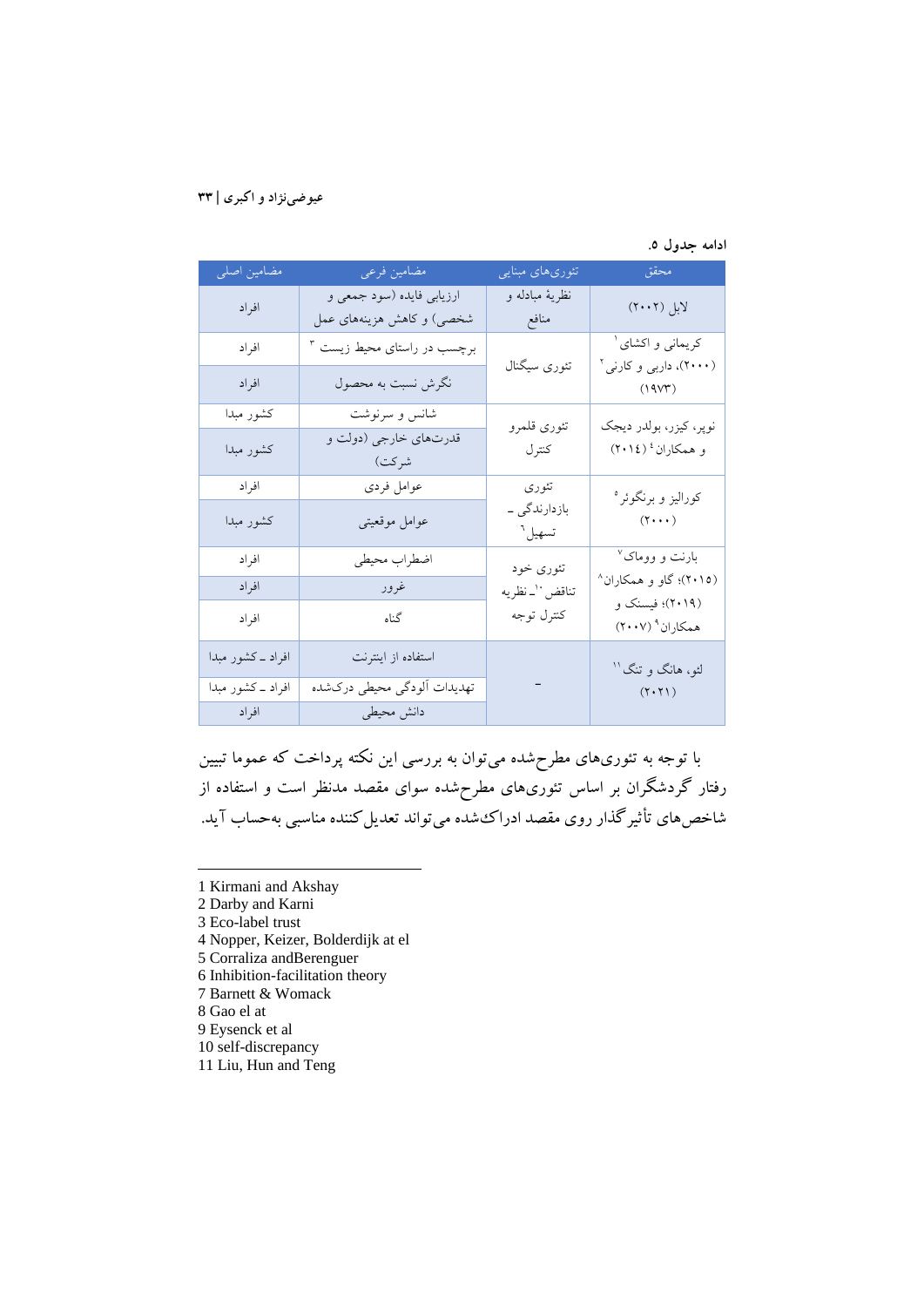ادامه جدول ۵.

| محقق | تئوری‌های مبنایی | مضامین فرعی | مضامین اصلی |
|---|---|---|---|
| لابل (۲۰۰۲) | نظریهٔ مبادله و منافع | ارزیابی فایده (سود جمعی و شخصی) و کاهش هزینه‌های عمل | افراد |
| کریمانی و اکشای[1] (۲۰۰۰)، داربی و کارنی[2] (۱۹۷۳) | تئوری سیگنال | برچسب در راستای محیط زیست[3] | افراد |
| | | نگرش نسبت به محصول | افراد |
| نوپر، کیزر، بولدر دیجک و همکاران[4] (۲۰۱۴) | تئوری قلمرو کنترل | شانس و سرنوشت | کشور مبدا |
| | | قدرت‌های خارجی (دولت و شرکت) | کشور مبدا |
| کورالیز و برنگوئر[5] (۲۰۰۰) | تئوری بازدارندگی ـ تسهیل[6] | عوامل فردی | افراد |
| | | عوامل موقعیتی | کشور مبدا |
| بارنت و وومک[7] (۲۰۱۵)؛ گاو و همکاران[8] (۲۰۱۹)؛ فیسنک و همکاران[9] (۲۰۰۷) | تئوری خود تناقض[10] ـ نظریه کنترل توجه | اضطراب محیطی | افراد |
| | | غرور | افراد |
| | | گناه | افراد |
| لئو، هانگ و تنگ[11] (۲۰۲۱) | - | استفاده از اینترنت | افراد ـ کشور مبدا |
| | | تهدیدات آلودگی محیطی درک‌شده | افراد ـ کشور مبدا |
| | | دانش محیطی | افراد |

با توجه به تئوری‌های مطرح‌شده می‌توان به بررسی این نکته پرداخت که عموما تبیین رفتار گردشگران بر اساس تئوری‌های مطرح‌شده سوای مقصد مدنظر است و استفاده از شاخص‌های تأثیرگذار روی مقصد ادراک‌شده می‌تواند تعدیل‌کننده مناسبی به‌حساب آید.

---

1 Kirmani and Akshay
2 Darby and Karni
3 Eco-label trust
4 Nopper, Keizer, Bolderdijk at el
5 Corraliza andBerenguer
6 Inhibition-facilitation theory
7 Barnett & Womack
8 Gao el at
9 Eysenck et al
10 self-discrepancy
11 Liu, Hun and Teng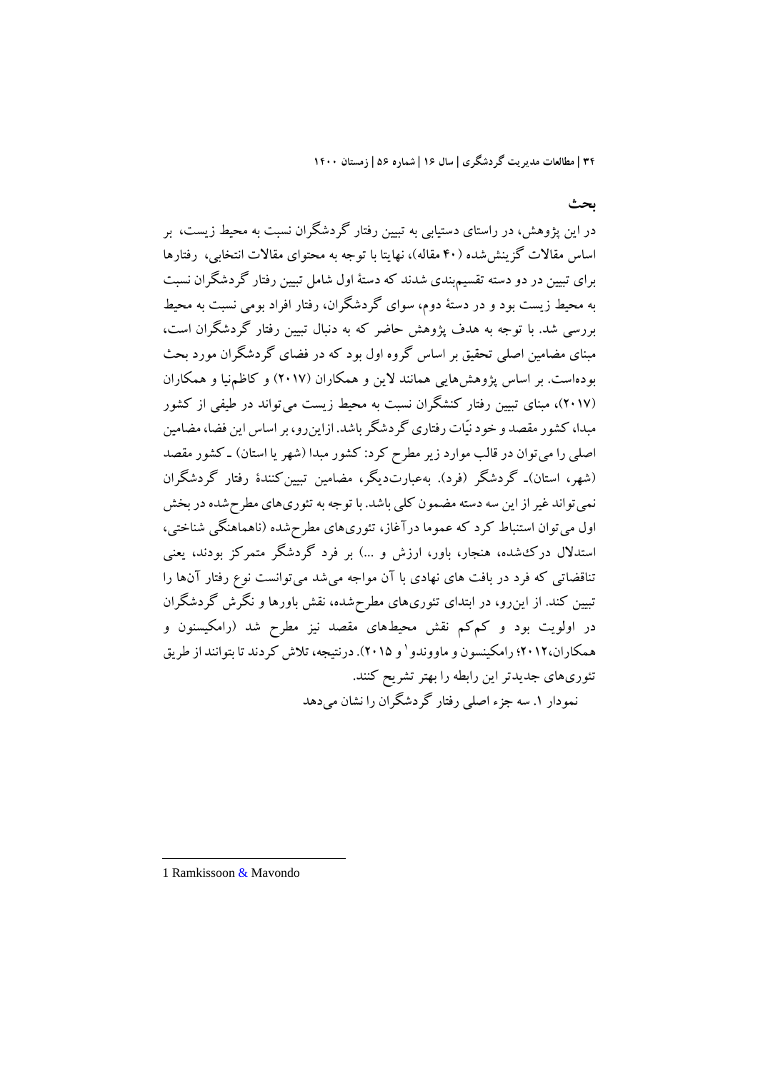## بحث

در این پژوهش، در راستای دستیابی به تبیین رفتار گردشگران نسبت به محیط زیست، بر اساس مقالات گزینش‌شده (۴۰ مقاله)، نهایتا با توجه به محتوای مقالات انتخابی، رفتارها برای تبیین در دو دسته تقسیم‌بندی شدند که دستهٔ اول شامل تبیین رفتار گردشگران نسبت به محیط زیست بود و در دستهٔ دوم، سوای گردشگران، رفتار افراد بومی نسبت به محیط بررسی شد. با توجه به هدف پژوهش حاضر که به دنبال تبیین رفتار گردشگران است، مبنای مضامین اصلی تحقیق بر اساس گروه اول بود که در فضای گردشگران مورد بحث بوده‌است. بر اساس پژوهش‌هایی همانند لاین و همکاران (۲۰۱۷) و کاظم‌نیا و همکاران (۲۰۱۷)، مبنای تبیین رفتار کنشگران نسبت به محیط زیست می‌تواند در طیفی از کشور مبدا، کشور مقصد و خود نیّات رفتاری گردشگر باشد. ازاین‌رو، بر اساس این فضا، مضامین اصلی را می‌توان در قالب موارد زیر مطرح کرد: کشور مبدا (شهر یا استان) ـ کشور مقصد (شهر، استان)ـ گردشگر (فرد). به‌عبارت‌دیگر، مضامین تبیین‌کنندهٔ رفتار گردشگران نمی‌تواند غیر از این سه دسته مضمون کلی باشد. با توجه به تئوری‌های مطرح‌شده در بخش اول می‌توان استنباط کرد که عموما درآغاز، تئوری‌های مطرح‌شده (ناهماهنگی شناختی، استدلال درک‌شده، هنجار، باور، ارزش و ...) بر فرد گردشگر متمرکز بودند، یعنی تناقضاتی که فرد در بافت های نهادی با آن مواجه می‌شد می‌توانست نوع رفتار آن‌ها را تبیین کند. از این‌رو، در ابتدای تئوری‌های مطرح‌شده، نقش باورها و نگرش گردشگران در اولویت بود و کم‌کم نقش محیط‌های مقصد نیز مطرح شد (رامکیسون و همکاران،۲۰۱۲؛ رامکینسون و ماووندو[1] و ۲۰۱۵). درنتیجه، تلاش کردند تا بتوانند از طریق تئوری‌های جدیدتر این رابطه را بهتر تشریح کنند.

نمودار ۱. سه جزء اصلی رفتار گردشگران را نشان می‌دهد

---

1 Ramkissoon & Mavondo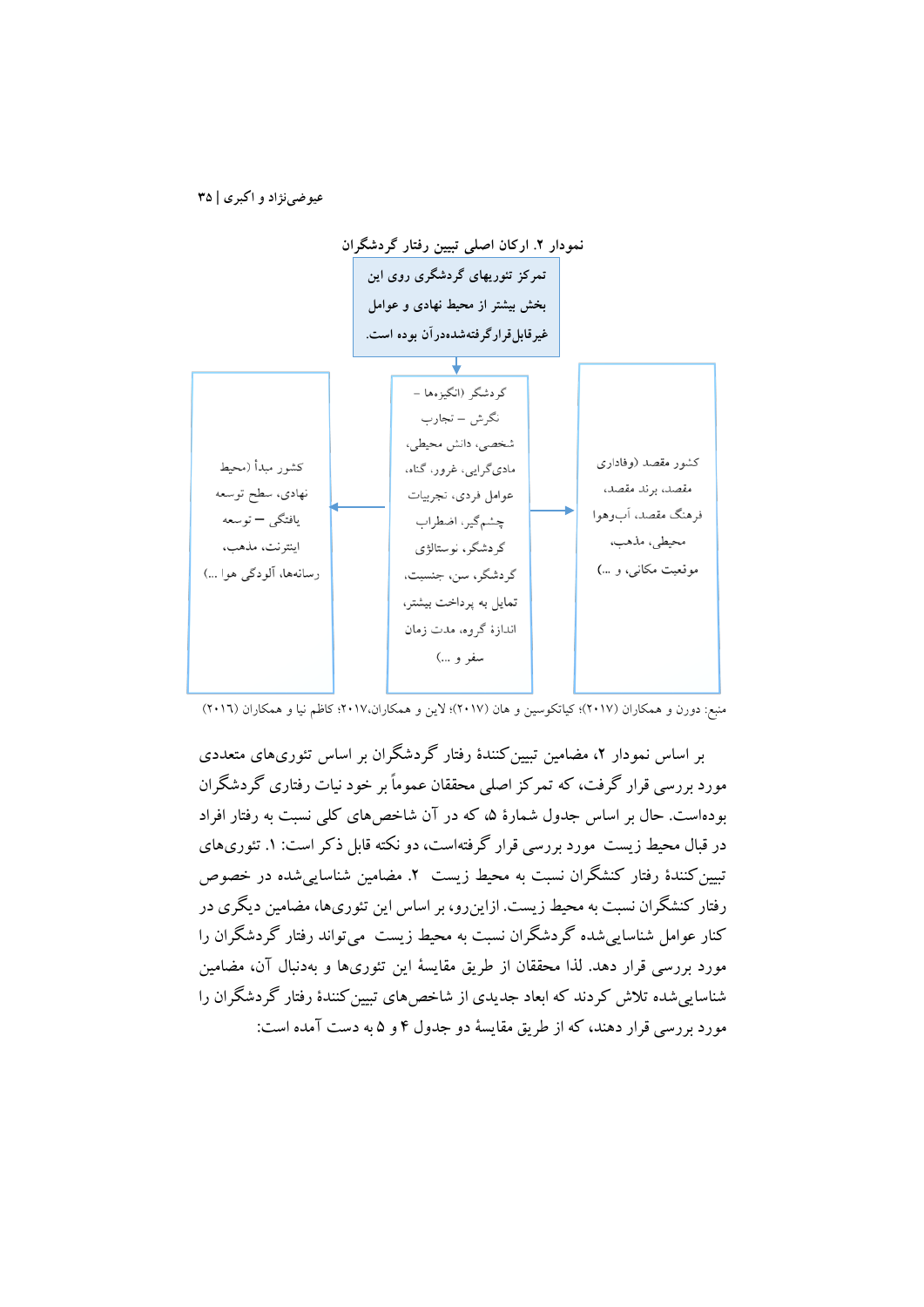نمودار ۲. ارکان اصلی تبیین رفتار گردشگران

تمرکز تئوریهای گردشگری روی این بخش بیشتر از محیط نهادی و عوامل غیرقابل‌قرارگرفته‌شده‌درآن بوده است.

| کشور مقصد (وفاداری مقصد، برند مقصد، فرهنگ مقصد، آب‌وهوا محیطی، مذهب، موقعیت مکانی، و ...) | ← گردشگر (انگیزه‌ها – نگرش – تجارب شخصی، دانش محیطی، مادی‌گرایی، غرور، گناه، عوامل فردی، تجربیات چشم‌گیر، اضطراب گردشگر، نوستالژی گردشگر، سن، جنسیت، تمایل به پرداخت بیشتر، اندازهٔ گروه، مدت زمان سفر و ...) → | کشور مبدأ (محیط نهادی، سطح توسعه یافتگی – توسعه اینترنت، مذهب، رسانه‌ها، آلودگی هوا ...) |
| --- | --- | --- |

منبع: دورن و همکاران (۲۰۱۷)؛ کیاتکوسین و هان (۲۰۱۷)؛ لاین و همکاران،۲۰۱۷؛ کاظم نیا و همکاران (۲۰۱٦)

بر اساس نمودار ۲، مضامین تبیین‌کنندهٔ رفتار گردشگران بر اساس تئوری‌های متعددی مورد بررسی قرار گرفت، که تمرکز اصلی محققان عموماً بر خود نیات رفتاری گردشگران بوده‌است. حال بر اساس جدول شمارهٔ ۵، که در آن شاخص‌های کلی نسبت به رفتار افراد در قبال محیط زیست مورد بررسی قرار گرفته‌است، دو نکته قابل ذکر است: ۱. تئوری‌های تبیین‌کنندهٔ رفتار کنشگران نسبت به محیط زیست ۲. مضامین شناسایی‌شده در خصوص رفتار کنشگران نسبت به محیط زیست. ازاین‌رو، بر اساس این تئوری‌ها، مضامین دیگری در کنار عوامل شناسایی‌شده گردشگران نسبت به محیط زیست می‌تواند رفتار گردشگران را مورد بررسی قرار دهد. لذا محققان از طریق مقایسهٔ این تئوری‌ها و به‌دنبال آن، مضامین شناسایی‌شده تلاش کردند که ابعاد جدیدی از شاخص‌های تبیین‌کنندهٔ رفتار گردشگران را مورد بررسی قرار دهند، که از طریق مقایسهٔ دو جدول ۴ و ۵ به دست آمده است: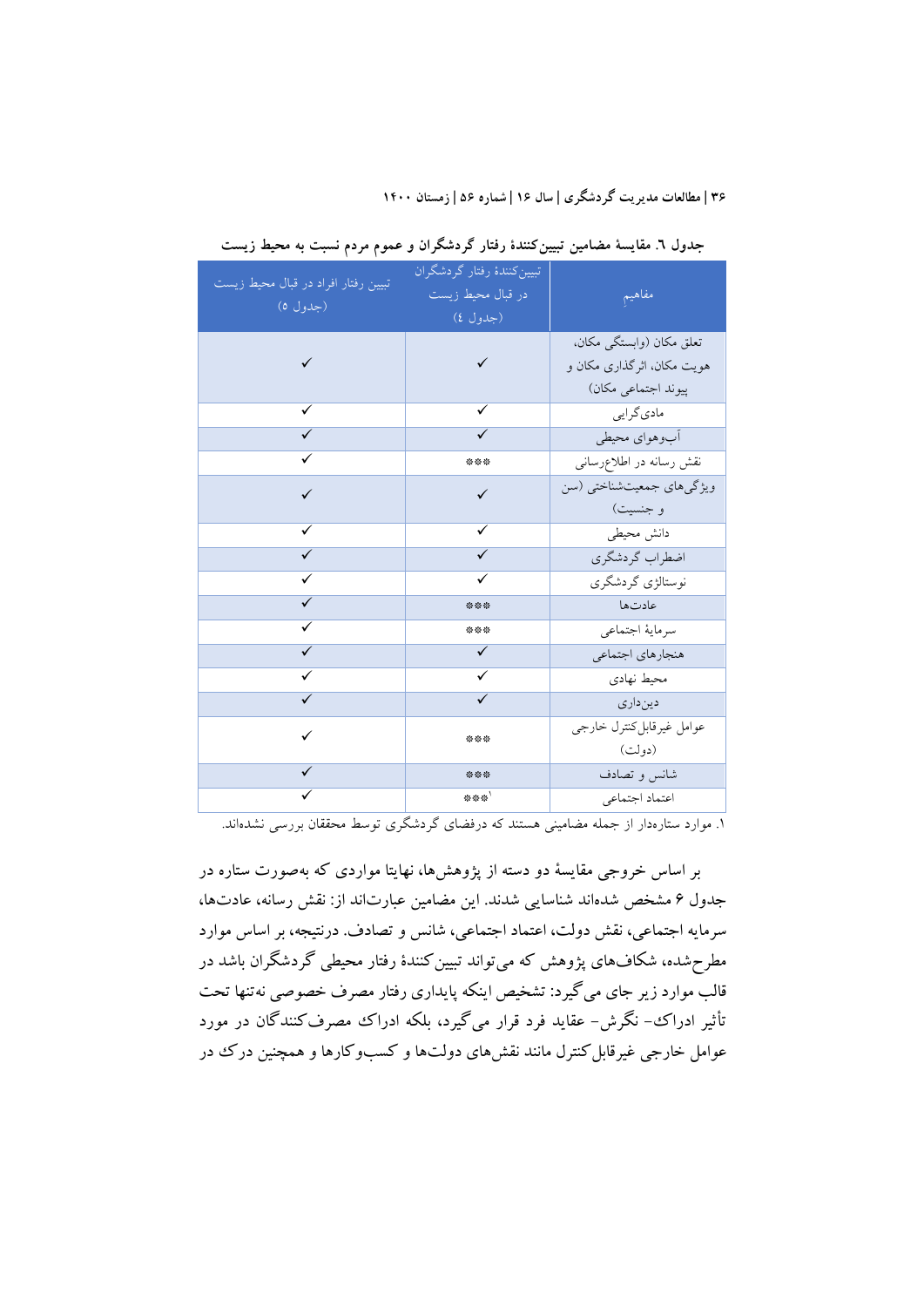جدول ٦. مقایسهٔ مضامین تبیین‌کنندهٔ رفتار گردشگران و عموم مردم نسبت به محیط زیست

| مفاهیم | تبیین‌کنندهٔ رفتار گردشگران در قبال محیط زیست (جدول ٤) | تبیین رفتار افراد در قبال محیط زیست (جدول ٥) |
|---|---|---|
| تعلق مکان (وابستگی مکان، هویت مکان، اثرگذاری مکان و پیوند اجتماعی مکان) | ✓ | ✓ |
| مادی‌گرایی | ✓ | ✓ |
| آب‌وهوای محیطی | ✓ | ✓ |
| نقش رسانه در اطلاع‌رسانی | *** | ✓ |
| ویژگی‌های جمعیت‌شناختی (سن و جنسیت) | ✓ | ✓ |
| دانش محیطی | ✓ | ✓ |
| اضطراب گردشگری | ✓ | ✓ |
| نوستالژی گردشگری | ✓ | ✓ |
| عادت‌ها | *** | ✓ |
| سرمایهٔ اجتماعی | *** | ✓ |
| هنجارهای اجتماعی | ✓ | ✓ |
| محیط نهادی | ✓ | ✓ |
| دین‌داری | ✓ | ✓ |
| عوامل غیرقابل‌کنترل خارجی (دولت) | *** | ✓ |
| شانس و تصادف | *** | ✓ |
| اعتماد اجتماعی | ***[1] | ✓ |

۱. موارد ستاره‌دار از جمله مضامینی هستند که درفضای گردشگری توسط محققان بررسی نشده‌اند.

بر اساس خروجی مقایسهٔ دو دسته از پژوهش‌ها، نهایتا مواردی که به‌صورت ستاره در جدول ۶ مشخص شده‌اند شناسایی شدند. این مضامین عبارت‌اند از: نقش رسانه، عادت‌ها، سرمایه اجتماعی، نقش دولت، اعتماد اجتماعی، شانس و تصادف. درنتیجه، بر اساس موارد مطرح‌شده، شکاف‌های پژوهش که می‌تواند تبیین‌کنندهٔ رفتار محیطی گردشگران باشد در قالب موارد زیر جای می‌گیرد: تشخیص اینکه پایداری رفتار مصرف خصوصی نه‌تنها تحت تأثیر ادراک- نگرش- عقاید فرد قرار می‌گیرد، بلکه ادراک مصرف‌کنندگان در مورد عوامل خارجی غیرقابل‌کنترل مانند نقش‌های دولت‌ها و کسب‌وکارها و همچنین درک در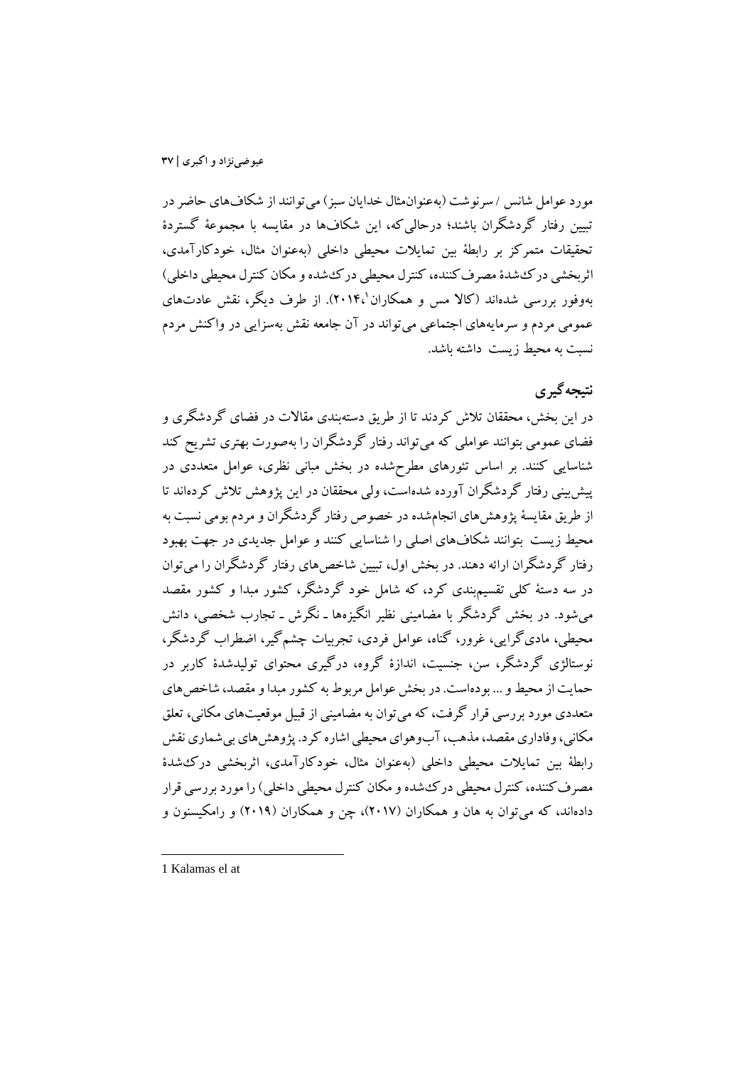مورد عوامل شانس / سرنوشت (به‌عنوان‌مثال خدایان سبز) می‌توانند از شکاف‌های حاضر در تبیین رفتار گردشگران باشند؛ درحالی‌که، این شکاف‌ها در مقایسه با مجموعهٔ گستردهٔ تحقیقات متمرکز بر رابطهٔ بین تمایلات محیطی داخلی (به‌عنوان مثال، خودکارآمدی، اثربخشی درک‌شدهٔ مصرف‌کننده، کنترل محیطی درک‌شده و مکان کنترل محیطی داخلی) به‌وفور بررسی شده‌اند (کالا مس و همکاران[1]،۲۰۱۴). از طرف دیگر، نقش عادت‌های عمومی مردم و سرمایه‌های اجتماعی می‌تواند در آن جامعه نقش به‌سزایی در واکنش مردم نسبت به محیط زیست داشته باشد.

## نتیجه‌گیری

در این بخش، محققان تلاش کردند تا از طریق دسته‌بندی مقالات در فضای گردشگری و فضای عمومی بتوانند عواملی که می‌تواند رفتار گردشگران را به‌صورت بهتری تشریح کند شناسایی کنند. بر اساس تئورهای مطرح‌شده در بخش مبانی نظری، عوامل متعددی در پیش‌بینی رفتار گردشگران آورده شده‌است، ولی محققان در این پژوهش تلاش کرده‌اند تا از طریق مقایسهٔ پژوهش‌های انجام‌شده در خصوص رفتار گردشگران و مردم بومی نسبت به محیط زیست بتوانند شکاف‌های اصلی را شناسایی کنند و عوامل جدیدی در جهت بهبود رفتار گردشگران ارائه دهند. در بخش اول، تبیین شاخص‌های رفتار گردشگران را می‌توان در سه دستهٔ کلی تقسیم‌بندی کرد، که شامل خود گردشگر، کشور مبدا و کشور مقصد می‌شود. در بخش گردشگر با مضامینی نظیر انگیزه‌ها ـ نگرش ـ تجارب شخصی، دانش محیطی، مادی‌گرایی، غرور، گناه، عوامل فردی، تجربیات چشم‌گیر، اضطراب گردشگر، نوستالژی گردشگر، سن، جنسیت، اندازهٔ گروه، درگیری محتوای تولیدشدهٔ کاربر در حمایت از محیط و ... بوده‌است. در بخش عوامل مربوط به کشور مبدا و مقصد، شاخص‌های متعددی مورد بررسی قرار گرفت، که می‌توان به مضامینی از قبیل موقعیت‌های مکانی، تعلق مکانی، وفاداری مقصد، مذهب، آب‌وهوای محیطی اشاره کرد. پژوهش‌های بی‌شماری نقش رابطهٔ بین تمایلات محیطی داخلی (به‌عنوان مثال، خودکارآمدی، اثربخشی درک‌شدهٔ مصرف‌کننده، کنترل محیطی درک‌شده و مکان کنترل محیطی داخلی) را مورد بررسی قرار داده‌اند، که می‌توان به هان و همکاران (۲۰۱۷)، چن و همکاران (۲۰۱۹) و رامکیسون و

---

1 Kalamas el at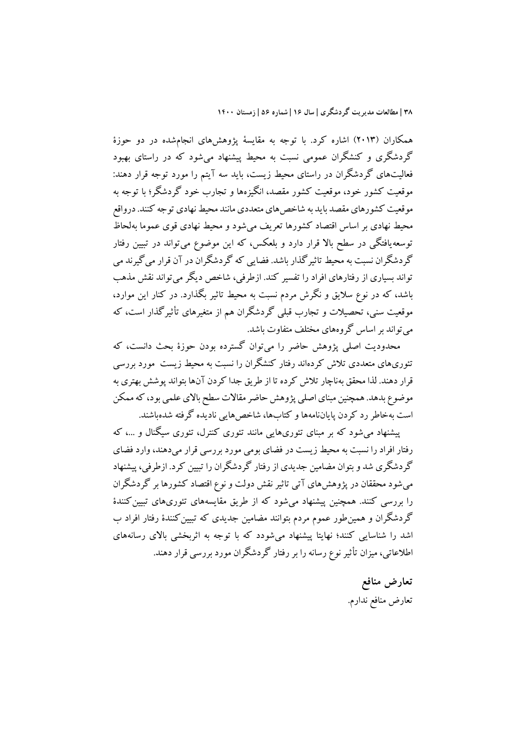همکاران (۲۰۱۳) اشاره کرد. با توجه به مقایسهٔ پژوهش‌های انجام‌شده در دو حوزهٔ گردشگری و کنشگران عمومی نسبت به محیط پیشنهاد می‌شود که در راستای بهبود فعالیت‌های گردشگران در راستای محیط زیست، باید سه آیتم را مورد توجه قرار دهند: موقعیت کشور خود، موقعیت کشور مقصد، انگیزه‌ها و تجارب خود گردشگر؛ با توجه به موقعیت کشورهای مقصد باید به شاخص‌های متعددی مانند محیط نهادی توجه کنند. درواقع محیط نهادی بر اساس اقتصاد کشورها تعریف می‌شود و محیط نهادی قوی عموما به‌لحاظ توسعه‌یافتگی در سطح بالا قرار دارد و بلعکس، که این موضوع می‌تواند در تبیین رفتار گردشگران نسبت به محیط تاثیرگذار باشد. فضایی که گردشگران در آن قرار می‌گیرند می تواند بسیاری از رفتارهای افراد را تفسیر کند. ازطرفی، شاخص دیگر می‌تواند نقش مذهب باشد، که در نوع سلایق و نگرش مردم نسبت به محیط تاثیر بگذارد. در کنار این موارد، موقعیت سنی، تحصیلات و تجارب قبلی گردشگران هم از متغیرهای تأثیرگذار است، که می‌تواند بر اساس گروه‌های مختلف متفاوت باشد.

محدودیت اصلی پژوهش حاضر را می‌توان گسترده بودن حوزهٔ بحث دانست، که تئوری‌های متعددی تلاش کرده‌اند رفتار کنشگران را نسبت به محیط زیست مورد بررسی قرار دهند. لذا محقق به‌ناچار تلاش کرده تا از طریق جدا کردن آن‌ها بتواند پوشش بهتری به موضوع بدهد. همچنین مبنای اصلی پژوهش حاضر مقالات سطح بالای علمی بود، که ممکن است به‌خاطر رد کردن پایان‌نامه‌ها و کتاب‌ها، شاخص‌هایی نادیده گرفته شده‌باشند.

پیشنهاد می‌شود که بر مبنای تئوری‌هایی مانند تئوری کنترل، تئوری سیگنال و ...، که رفتار افراد را نسبت به محیط زیست در فضای بومی مورد بررسی قرار می‌دهند، وارد فضای گردشگری شد و بتوان مضامین جدیدی از رفتار گردشگران را تبیین کرد. ازطرفی، پیشنهاد می‌شود محققان در پژوهش‌های آتی تاثیر نقش دولت و نوع اقتصاد کشورها بر گردشگران را بررسی کنند. همچنین پیشنهاد می‌شود که از طریق مقایسه‌های تئوری‌های تبیین‌کنندهٔ گردشگران و همین‌طور عموم مردم بتوانند مضامین جدیدی که تبیین‌کنندهٔ رفتار افراد ب اشد را شناسایی کنند؛ نهایتا پیشنهاد می‌شودد که با توجه به اثربخشی بالای رسانه‌های اطلاعاتی، میزان تأثیر نوع رسانه را بر رفتار گردشگران مورد بررسی قرار دهند.

## تعارض منافع

تعارض منافع ندارم.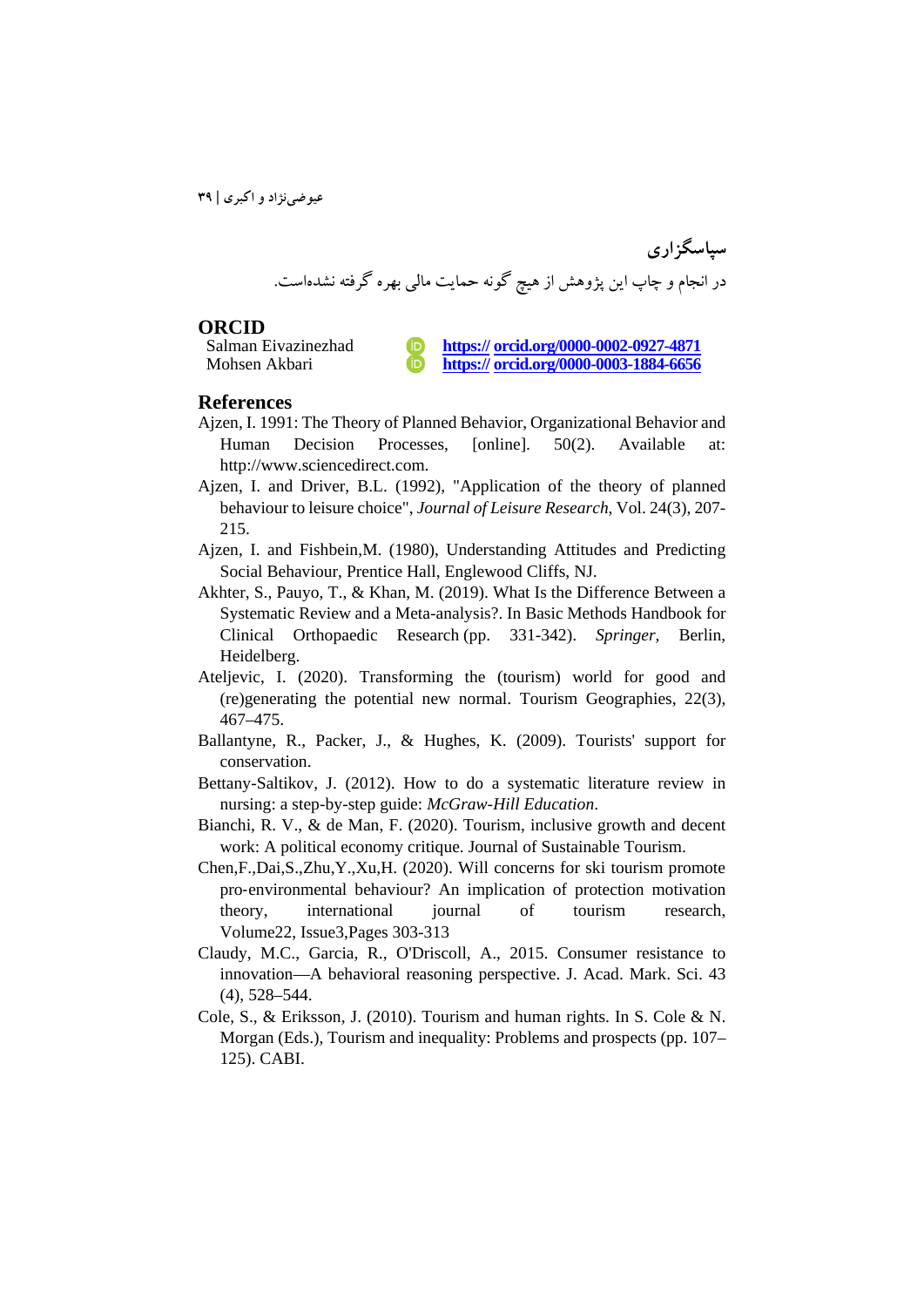## سپاسگزاری

در انجام و چاپ این پژوهش از هیچ گونه حمایت مالی بهره گرفته نشده‌است.

## ORCID

Salman Eivazinezhad https:// orcid.org/0000-0002-0927-4871
Mohsen Akbari https:// orcid.org/0000-0003-1884-6656

## References

Ajzen, I. 1991: The Theory of Planned Behavior, Organizational Behavior and Human Decision Processes, [online]. 50(2). Available at: http://www.sciencedirect.com.

Ajzen, I. and Driver, B.L. (1992), "Application of the theory of planned behaviour to leisure choice", *Journal of Leisure Research*, Vol. 24(3), 207-215.

Ajzen, I. and Fishbein,M. (1980), Understanding Attitudes and Predicting Social Behaviour, Prentice Hall, Englewood Cliffs, NJ.

Akhter, S., Pauyo, T., & Khan, M. (2019). What Is the Difference Between a Systematic Review and a Meta-analysis?. In Basic Methods Handbook for Clinical Orthopaedic Research (pp. 331-342). *Springer*, Berlin, Heidelberg.

Ateljevic, I. (2020). Transforming the (tourism) world for good and (re)generating the potential new normal. Tourism Geographies, 22(3), 467–475.

Ballantyne, R., Packer, J., & Hughes, K. (2009). Tourists' support for conservation.

Bettany-Saltikov, J. (2012). How to do a systematic literature review in nursing: a step-by-step guide: *McGraw-Hill Education*.

Bianchi, R. V., & de Man, F. (2020). Tourism, inclusive growth and decent work: A political economy critique. Journal of Sustainable Tourism.

Chen,F.,Dai,S.,Zhu,Y.,Xu,H. (2020). Will concerns for ski tourism promote pro‐environmental behaviour? An implication of protection motivation theory, international journal of tourism research, Volume22, Issue3,Pages 303-313

Claudy, M.C., Garcia, R., O'Driscoll, A., 2015. Consumer resistance to innovation—A behavioral reasoning perspective. J. Acad. Mark. Sci. 43 (4), 528–544.

Cole, S., & Eriksson, J. (2010). Tourism and human rights. In S. Cole & N. Morgan (Eds.), Tourism and inequality: Problems and prospects (pp. 107–125). CABI.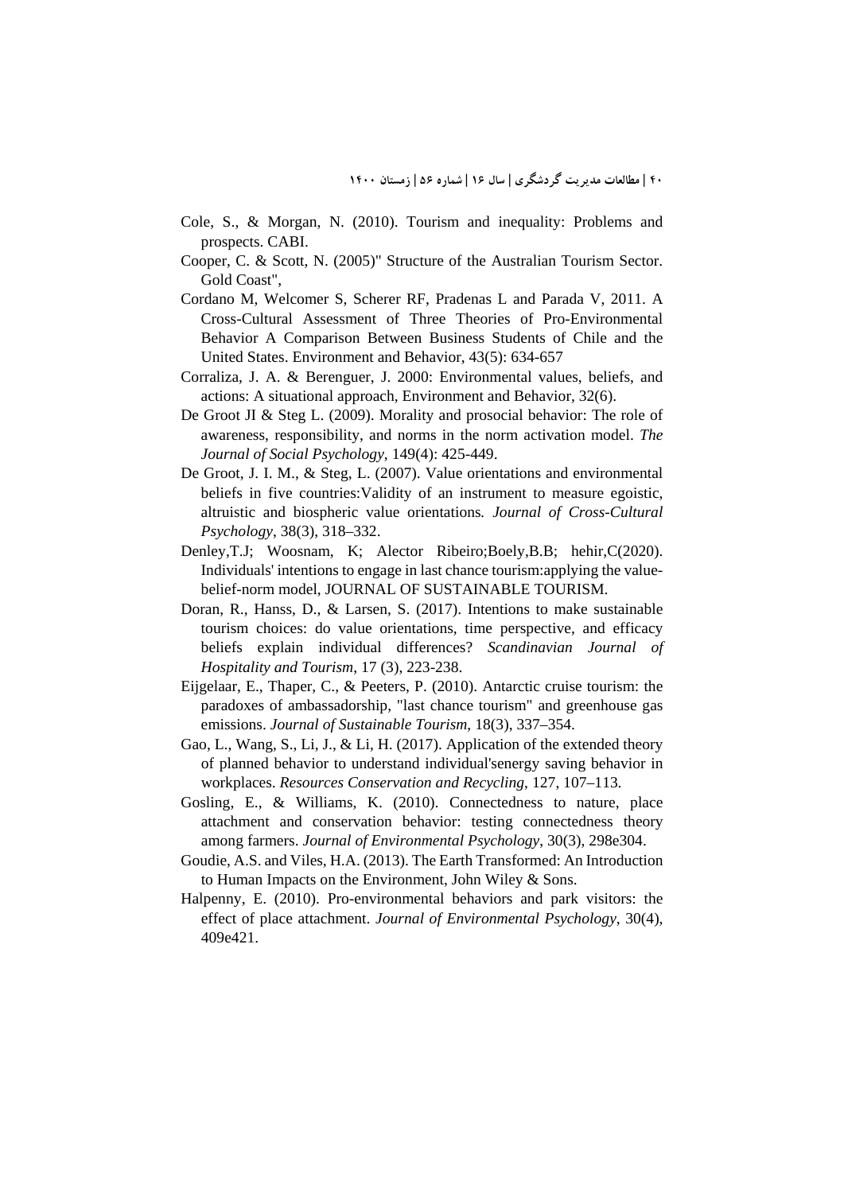Cole, S., & Morgan, N. (2010). Tourism and inequality: Problems and prospects. CABI.

Cooper, C. & Scott, N. (2005)" Structure of the Australian Tourism Sector. Gold Coast",

Cordano M, Welcomer S, Scherer RF, Pradenas L and Parada V, 2011. A Cross-Cultural Assessment of Three Theories of Pro-Environmental Behavior A Comparison Between Business Students of Chile and the United States. Environment and Behavior, 43(5): 634-657

Corraliza, J. A. & Berenguer, J. 2000: Environmental values, beliefs, and actions: A situational approach, Environment and Behavior, 32(6).

De Groot JI & Steg L. (2009). Morality and prosocial behavior: The role of awareness, responsibility, and norms in the norm activation model. *The Journal of Social Psychology*, 149(4): 425-449.

De Groot, J. I. M., & Steg, L. (2007). Value orientations and environmental beliefs in five countries:Validity of an instrument to measure egoistic, altruistic and biospheric value orientations*. Journal of Cross-Cultural Psychology*, 38(3), 318–332.

Denley,T.J; Woosnam, K; Alector Ribeiro;Boely,B.B; hehir,C(2020). Individuals' intentions to engage in last chance tourism:applying the value-belief-norm model, JOURNAL OF SUSTAINABLE TOURISM.

Doran, R., Hanss, D., & Larsen, S. (2017). Intentions to make sustainable tourism choices: do value orientations, time perspective, and efficacy beliefs explain individual differences? *Scandinavian Journal of Hospitality and Tourism*, 17 (3), 223-238.

Eijgelaar, E., Thaper, C., & Peeters, P. (2010). Antarctic cruise tourism: the paradoxes of ambassadorship, "last chance tourism" and greenhouse gas emissions. *Journal of Sustainable Tourism*, 18(3), 337–354.

Gao, L., Wang, S., Li, J., & Li, H. (2017). Application of the extended theory of planned behavior to understand individual'senergy saving behavior in workplaces. *Resources Conservation and Recycling*, 127, 107–113.

Gosling, E., & Williams, K. (2010). Connectedness to nature, place attachment and conservation behavior: testing connectedness theory among farmers. *Journal of Environmental Psychology*, 30(3), 298e304.

Goudie, A.S. and Viles, H.A. (2013). The Earth Transformed: An Introduction to Human Impacts on the Environment, John Wiley & Sons.

Halpenny, E. (2010). Pro-environmental behaviors and park visitors: the effect of place attachment. *Journal of Environmental Psychology*, 30(4), 409e421.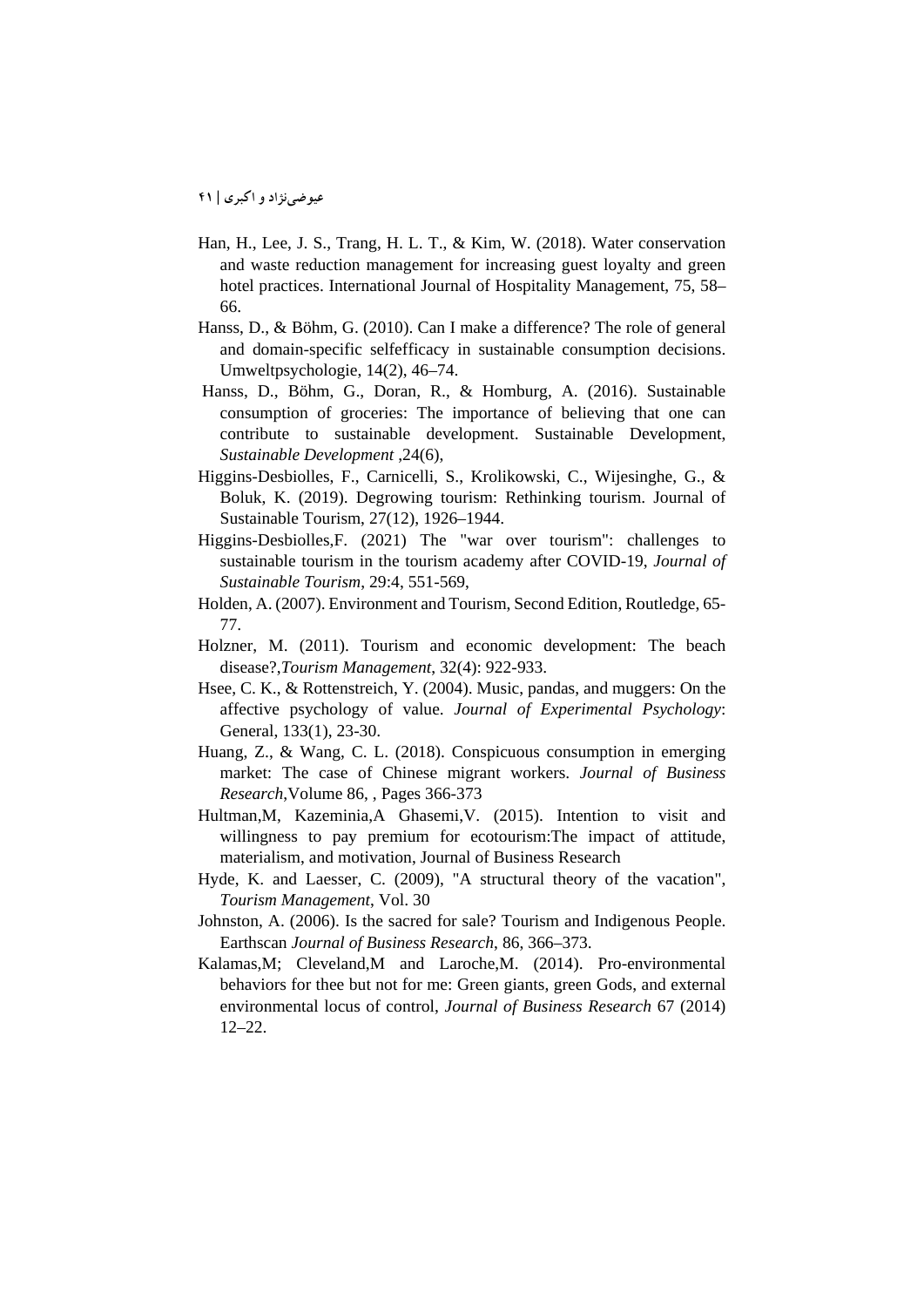Han, H., Lee, J. S., Trang, H. L. T., & Kim, W. (2018). Water conservation and waste reduction management for increasing guest loyalty and green hotel practices. International Journal of Hospitality Management, 75, 58–66.

Hanss, D., & Böhm, G. (2010). Can I make a difference? The role of general and domain-specific selfefficacy in sustainable consumption decisions. Umweltpsychologie, 14(2), 46–74.

Hanss, D., Böhm, G., Doran, R., & Homburg, A. (2016). Sustainable consumption of groceries: The importance of believing that one can contribute to sustainable development. Sustainable Development, *Sustainable Development* ,24(6),

Higgins-Desbiolles, F., Carnicelli, S., Krolikowski, C., Wijesinghe, G., & Boluk, K. (2019). Degrowing tourism: Rethinking tourism. Journal of Sustainable Tourism, 27(12), 1926–1944.

Higgins-Desbiolles,F. (2021) The "war over tourism": challenges to sustainable tourism in the tourism academy after COVID-19, *Journal of Sustainable Tourism*, 29:4, 551-569,

Holden, A. (2007). Environment and Tourism, Second Edition, Routledge, 65-77.

Holzner, M. (2011). Tourism and economic development: The beach disease?,*Tourism Management*, 32(4): 922-933.

Hsee, C. K., & Rottenstreich, Y. (2004). Music, pandas, and muggers: On the affective psychology of value. *Journal of Experimental Psychology*: General, 133(1), 23-30.

Huang, Z., & Wang, C. L. (2018). Conspicuous consumption in emerging market: The case of Chinese migrant workers. *Journal of Business Research*,Volume 86, , Pages 366-373

Hultman,M, Kazeminia,A Ghasemi,V. (2015). Intention to visit and willingness to pay premium for ecotourism:The impact of attitude, materialism, and motivation, Journal of Business Research

Hyde, K. and Laesser, C. (2009), "A structural theory of the vacation", *Tourism Management*, Vol. 30

Johnston, A. (2006). Is the sacred for sale? Tourism and Indigenous People. Earthscan *Journal of Business Research*, 86, 366–373.

Kalamas,M; Cleveland,M and Laroche,M. (2014). Pro-environmental behaviors for thee but not for me: Green giants, green Gods, and external environmental locus of control, *Journal of Business Research* 67 (2014) 12–22.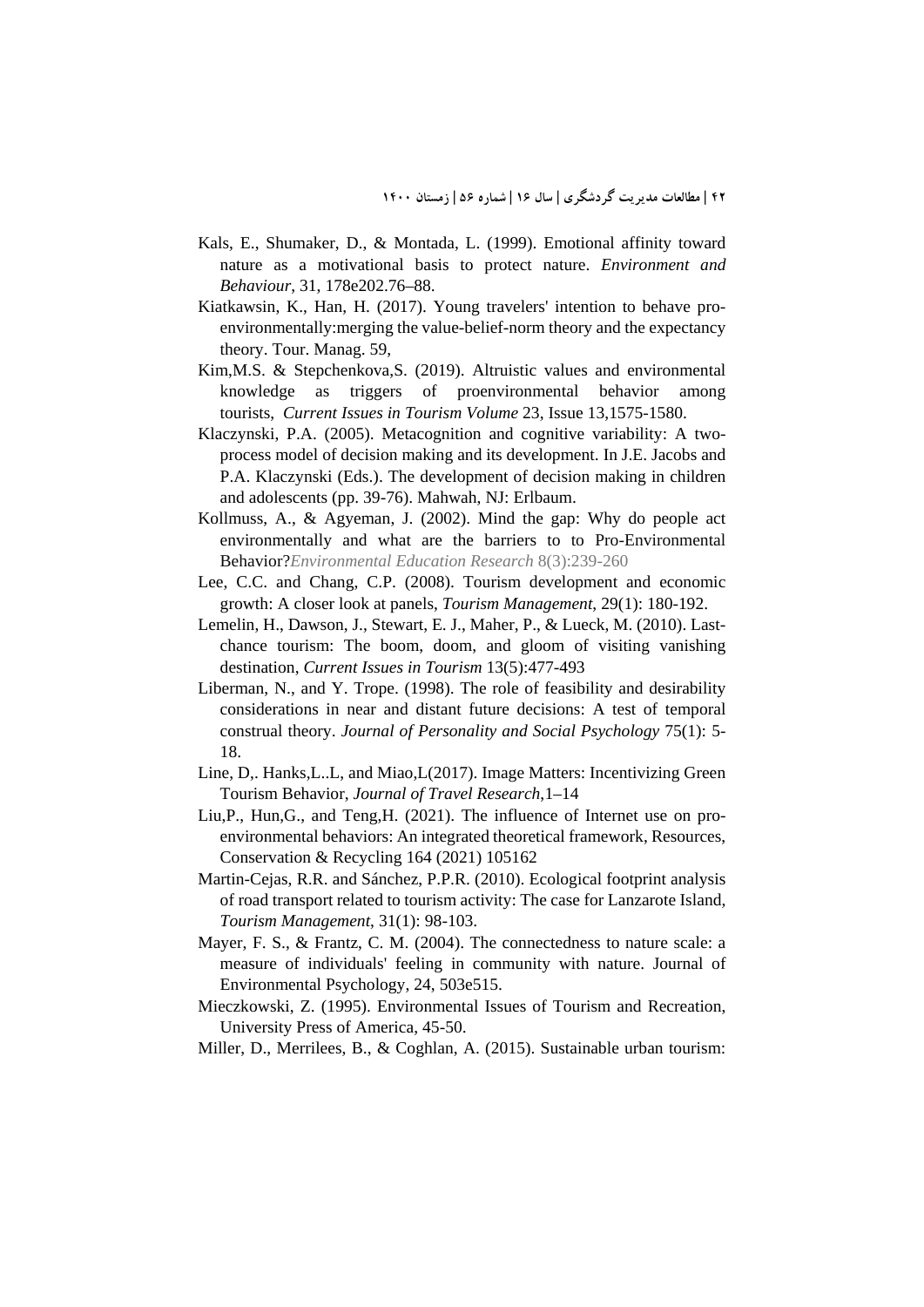Kals, E., Shumaker, D., & Montada, L. (1999). Emotional affinity toward nature as a motivational basis to protect nature. *Environment and Behaviour*, 31, 178e202.76–88.

Kiatkawsin, K., Han, H. (2017). Young travelers' intention to behave pro-environmentally:merging the value-belief-norm theory and the expectancy theory. Tour. Manag. 59,

Kim,M.S. & Stepchenkova,S. (2019). Altruistic values and environmental knowledge as triggers of proenvironmental behavior among tourists, *Current Issues in Tourism Volume* 23, Issue 13,1575-1580.

Klaczynski, P.A. (2005). Metacognition and cognitive variability: A two-process model of decision making and its development. In J.E. Jacobs and P.A. Klaczynski (Eds.). The development of decision making in children and adolescents (pp. 39-76). Mahwah, NJ: Erlbaum.

Kollmuss, A., & Agyeman, J. (2002). Mind the gap: Why do people act environmentally and what are the barriers to to Pro-Environmental Behavior?*Environmental Education Research* 8(3):239-260

Lee, C.C. and Chang, C.P. (2008). Tourism development and economic growth: A closer look at panels, *Tourism Management*, 29(1): 180-192.

Lemelin, H., Dawson, J., Stewart, E. J., Maher, P., & Lueck, M. (2010). Last-chance tourism: The boom, doom, and gloom of visiting vanishing destination, *Current Issues in Tourism* 13(5):477-493

Liberman, N., and Y. Trope. (1998). The role of feasibility and desirability considerations in near and distant future decisions: A test of temporal construal theory. *Journal of Personality and Social Psychology* 75(1): 5-18.

Line, D,. Hanks,L..L, and Miao,L(2017). Image Matters: Incentivizing Green Tourism Behavior, *Journal of Travel Research*,1–14

Liu,P., Hun,G., and Teng,H. (2021). The influence of Internet use on pro-environmental behaviors: An integrated theoretical framework, Resources, Conservation & Recycling 164 (2021) 105162

Martin-Cejas, R.R. and Sánchez, P.P.R. (2010). Ecological footprint analysis of road transport related to tourism activity: The case for Lanzarote Island, *Tourism Management*, 31(1): 98-103.

Mayer, F. S., & Frantz, C. M. (2004). The connectedness to nature scale: a measure of individuals' feeling in community with nature. Journal of Environmental Psychology, 24, 503e515.

Mieczkowski, Z. (1995). Environmental Issues of Tourism and Recreation, University Press of America, 45-50.

Miller, D., Merrilees, B., & Coghlan, A. (2015). Sustainable urban tourism: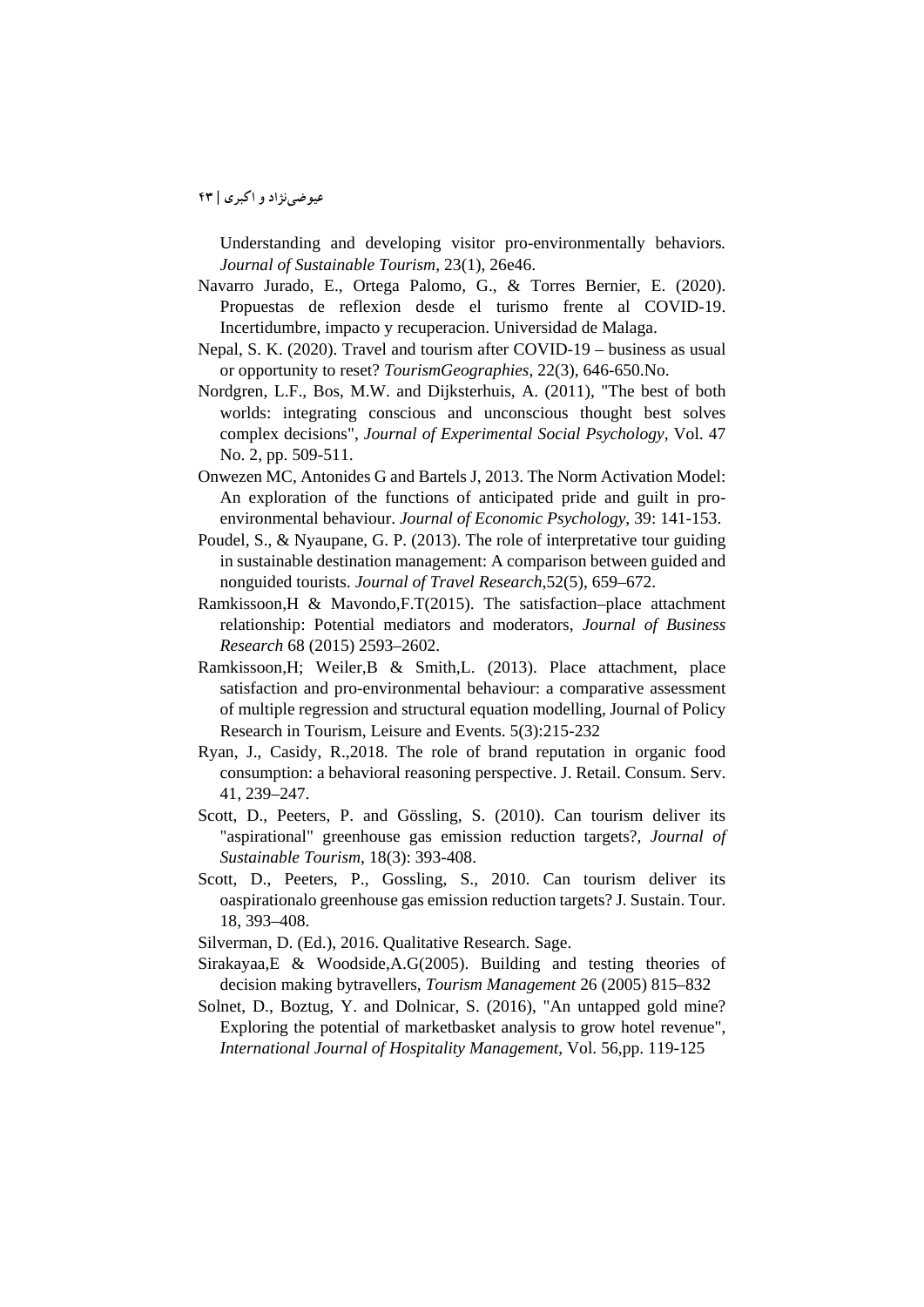Understanding and developing visitor pro-environmentally behaviors. *Journal of Sustainable Tourism*, 23(1), 26e46.

Navarro Jurado, E., Ortega Palomo, G., & Torres Bernier, E. (2020). Propuestas de reflexion desde el turismo frente al COVID-19. Incertidumbre, impacto y recuperacion. Universidad de Malaga.

Nepal, S. K. (2020). Travel and tourism after COVID-19 – business as usual or opportunity to reset? *TourismGeographies*, 22(3), 646-650.No.

Nordgren, L.F., Bos, M.W. and Dijksterhuis, A. (2011), "The best of both worlds: integrating conscious and unconscious thought best solves complex decisions", *Journal of Experimental Social Psychology*, Vol. 47 No. 2, pp. 509-511.

Onwezen MC, Antonides G and Bartels J, 2013. The Norm Activation Model: An exploration of the functions of anticipated pride and guilt in pro-environmental behaviour. *Journal of Economic Psychology*, 39: 141-153.

Poudel, S., & Nyaupane, G. P. (2013). The role of interpretative tour guiding in sustainable destination management: A comparison between guided and nonguided tourists. *Journal of Travel Research*,52(5), 659–672.

Ramkissoon,H & Mavondo,F.T(2015). The satisfaction–place attachment relationship: Potential mediators and moderators, *Journal of Business Research* 68 (2015) 2593–2602.

Ramkissoon,H; Weiler,B & Smith,L. (2013). Place attachment, place satisfaction and pro-environmental behaviour: a comparative assessment of multiple regression and structural equation modelling, Journal of Policy Research in Tourism, Leisure and Events. 5(3):215-232

Ryan, J., Casidy, R.,2018. The role of brand reputation in organic food consumption: a behavioral reasoning perspective. J. Retail. Consum. Serv. 41, 239–247.

Scott, D., Peeters, P. and Gössling, S. (2010). Can tourism deliver its "aspirational" greenhouse gas emission reduction targets?, *Journal of Sustainable Tourism*, 18(3): 393-408.

Scott, D., Peeters, P., Gossling, S., 2010. Can tourism deliver its oaspirationalo greenhouse gas emission reduction targets? J. Sustain. Tour. 18, 393–408.

Silverman, D. (Ed.), 2016. Qualitative Research. Sage.

Sirakayaa,E & Woodside,A.G(2005). Building and testing theories of decision making bytravellers, *Tourism Management* 26 (2005) 815–832

Solnet, D., Boztug, Y. and Dolnicar, S. (2016), "An untapped gold mine? Exploring the potential of marketbasket analysis to grow hotel revenue", *International Journal of Hospitality Management*, Vol. 56,pp. 119-125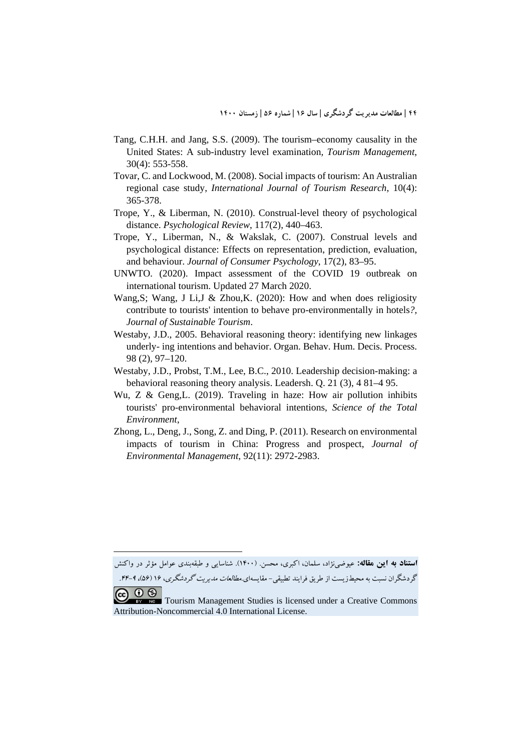Tang, C.H.H. and Jang, S.S. (2009). The tourism–economy causality in the United States: A sub-industry level examination, *Tourism Management*, 30(4): 553-558.

Tovar, C. and Lockwood, M. (2008). Social impacts of tourism: An Australian regional case study, *International Journal of Tourism Research*, 10(4): 365-378.

Trope, Y., & Liberman, N. (2010). Construal-level theory of psychological distance. *Psychological Review*, 117(2), 440–463.

Trope, Y., Liberman, N., & Wakslak, C. (2007). Construal levels and psychological distance: Effects on representation, prediction, evaluation, and behaviour. *Journal of Consumer Psychology*, 17(2), 83–95.

UNWTO. (2020). Impact assessment of the COVID 19 outbreak on international tourism. Updated 27 March 2020.

Wang,S; Wang, J Li,J & Zhou,K. (2020): How and when does religiosity contribute to tourists' intention to behave pro-environmentally in hotels?, *Journal of Sustainable Tourism*.

Westaby, J.D., 2005. Behavioral reasoning theory: identifying new linkages underly- ing intentions and behavior. Organ. Behav. Hum. Decis. Process. 98 (2), 97–120.

Westaby, J.D., Probst, T.M., Lee, B.C., 2010. Leadership decision-making: a behavioral reasoning theory analysis. Leadersh. Q. 21 (3), 4 81–4 95.

Wu, Z & Geng,L. (2019). Traveling in haze: How air pollution inhibits tourists' pro-environmental behavioral intentions, *Science of the Total Environment*,

Zhong, L., Deng, J., Song, Z. and Ding, P. (2011). Research on environmental impacts of tourism in China: Progress and prospect, *Journal of Environmental Management*, 92(11): 2972-2983.

---

**استناد به این مقاله:** عیوضی‌نژاد، سلمان، اکبری، محسن. (۱۴۰۰). شناسایی و طبقه‌بندی عوامل مؤثر در واکنش گردشگران نسبت به محیط‌زیست از طریق فرایند تطبیقی- مقایسه‌ای.*مطالعات مدیریت گردشگری*، ۱۶ (۵۶)، ۹-۴۴.

Tourism Management Studies is licensed under a Creative Commons Attribution-Noncommercial 4.0 International License.